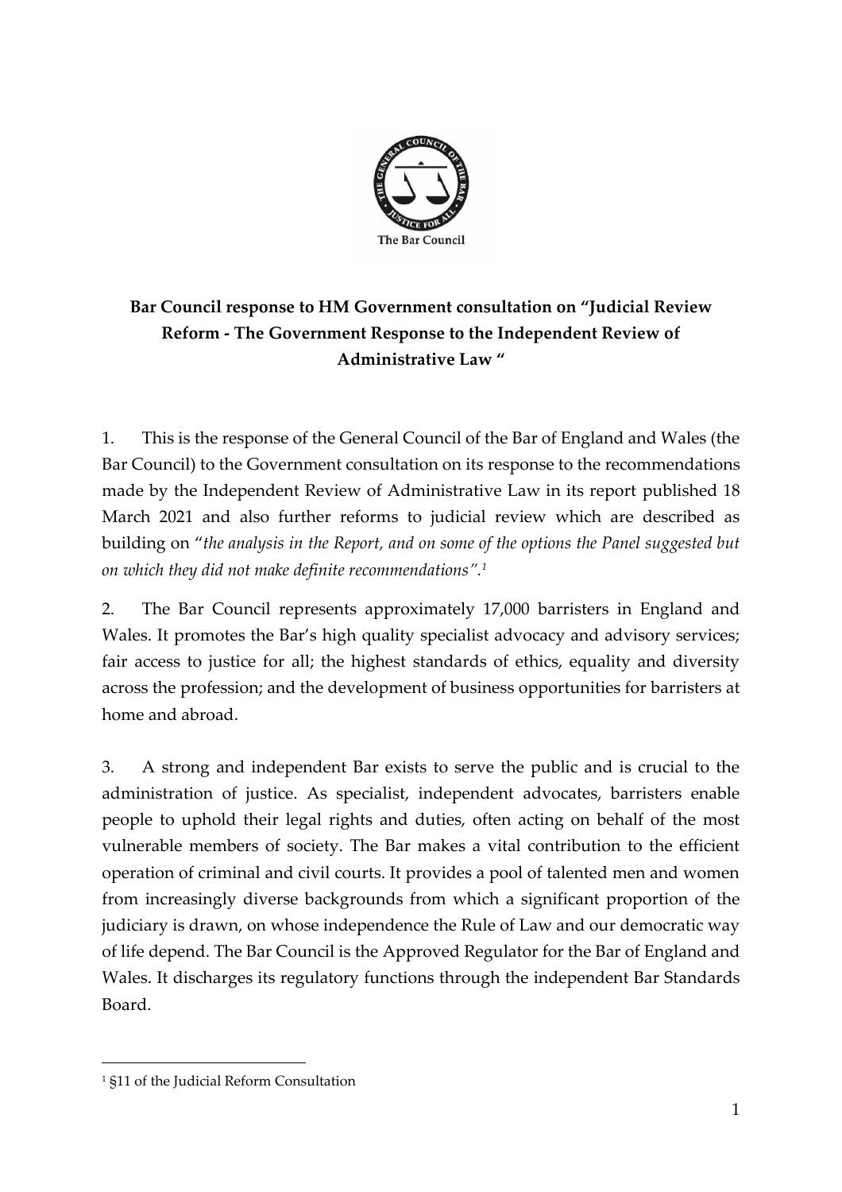**Bar Council response to HM Government consultation on "Judicial Review Reform - The Government Response to the Independent Review of Administrative Law "**

1. This is the response of the General Council of the Bar of England and Wales (the Bar Council) to the Government consultation on its response to the recommendations made by the Independent Review of Administrative Law in its report published 18 March 2021 and also further reforms to judicial review which are described as building on "*the analysis in the Report, and on some of the options the Panel suggested but on which they did not make definite recommendations".*[1]

2. The Bar Council represents approximately 17,000 barristers in England and Wales. It promotes the Bar's high quality specialist advocacy and advisory services; fair access to justice for all; the highest standards of ethics, equality and diversity across the profession; and the development of business opportunities for barristers at home and abroad.

3. A strong and independent Bar exists to serve the public and is crucial to the administration of justice. As specialist, independent advocates, barristers enable people to uphold their legal rights and duties, often acting on behalf of the most vulnerable members of society. The Bar makes a vital contribution to the efficient operation of criminal and civil courts. It provides a pool of talented men and women from increasingly diverse backgrounds from which a significant proportion of the judiciary is drawn, on whose independence the Rule of Law and our democratic way of life depend. The Bar Council is the Approved Regulator for the Bar of England and Wales. It discharges its regulatory functions through the independent Bar Standards Board.

[1] §11 of the Judicial Reform Consultation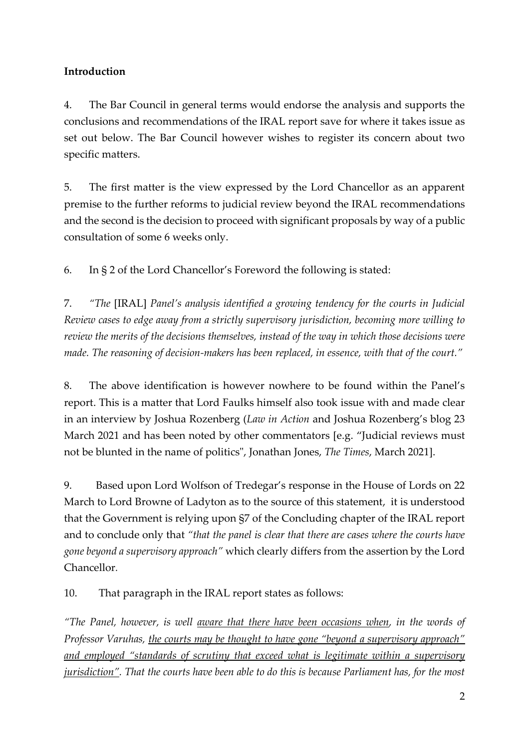**Introduction**

4. The Bar Council in general terms would endorse the analysis and supports the conclusions and recommendations of the IRAL report save for where it takes issue as set out below. The Bar Council however wishes to register its concern about two specific matters.

5. The first matter is the view expressed by the Lord Chancellor as an apparent premise to the further reforms to judicial review beyond the IRAL recommendations and the second is the decision to proceed with significant proposals by way of a public consultation of some 6 weeks only.

6. In § 2 of the Lord Chancellor's Foreword the following is stated:

7. *"The* [IRAL] *Panel's analysis identified a growing tendency for the courts in Judicial Review cases to edge away from a strictly supervisory jurisdiction, becoming more willing to review the merits of the decisions themselves, instead of the way in which those decisions were made. The reasoning of decision-makers has been replaced, in essence, with that of the court."*

8. The above identification is however nowhere to be found within the Panel's report. This is a matter that Lord Faulks himself also took issue with and made clear in an interview by Joshua Rozenberg (*Law in Action* and Joshua Rozenberg's blog 23 March 2021 and has been noted by other commentators [e.g. "Judicial reviews must not be blunted in the name of politics", Jonathan Jones, *The Times*, March 2021].

9. Based upon Lord Wolfson of Tredegar's response in the House of Lords on 22 March to Lord Browne of Ladyton as to the source of this statement, it is understood that the Government is relying upon §7 of the Concluding chapter of the IRAL report and to conclude only that *"that the panel is clear that there are cases where the courts have gone beyond a supervisory approach"* which clearly differs from the assertion by the Lord Chancellor.

10. That paragraph in the IRAL report states as follows:

*"The Panel, however, is well <u>aware that there have been occasions when</u>, in the words of Professor Varuhas, <u>the courts may be thought to have gone "beyond a supervisory approach" and employed "standards of scrutiny that exceed what is legitimate within a supervisory jurisdiction"</u>. That the courts have been able to do this is because Parliament has, for the most*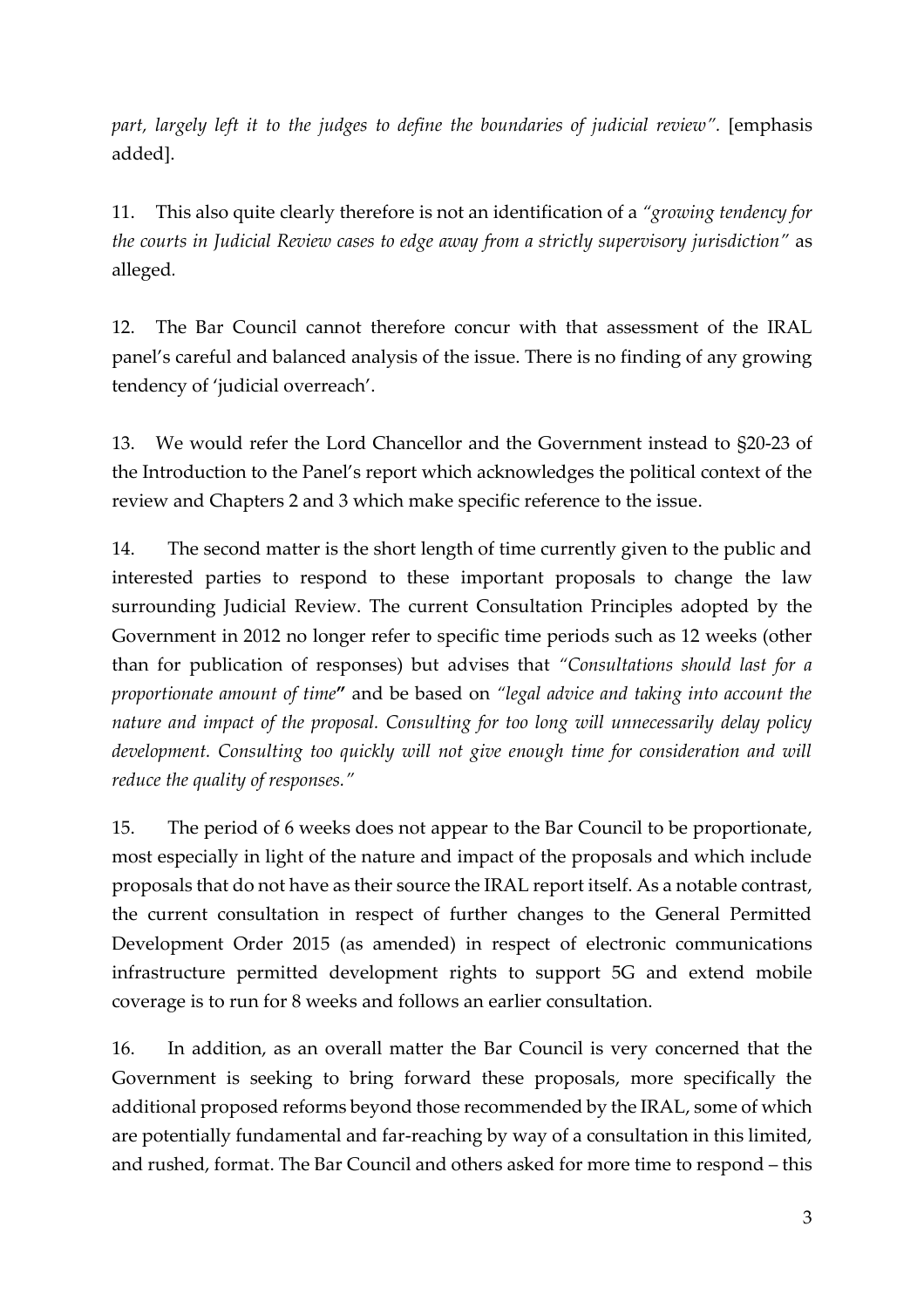*part, largely left it to the judges to define the boundaries of judicial review".* [emphasis added].

11. This also quite clearly therefore is not an identification of a *"growing tendency for the courts in Judicial Review cases to edge away from a strictly supervisory jurisdiction"* as alleged.

12. The Bar Council cannot therefore concur with that assessment of the IRAL panel's careful and balanced analysis of the issue. There is no finding of any growing tendency of 'judicial overreach'.

13. We would refer the Lord Chancellor and the Government instead to §20-23 of the Introduction to the Panel's report which acknowledges the political context of the review and Chapters 2 and 3 which make specific reference to the issue.

14. The second matter is the short length of time currently given to the public and interested parties to respond to these important proposals to change the law surrounding Judicial Review. The current Consultation Principles adopted by the Government in 2012 no longer refer to specific time periods such as 12 weeks (other than for publication of responses) but advises that *"Consultations should last for a proportionate amount of time"* and be based on *"legal advice and taking into account the nature and impact of the proposal. Consulting for too long will unnecessarily delay policy development. Consulting too quickly will not give enough time for consideration and will reduce the quality of responses."*

15. The period of 6 weeks does not appear to the Bar Council to be proportionate, most especially in light of the nature and impact of the proposals and which include proposals that do not have as their source the IRAL report itself. As a notable contrast, the current consultation in respect of further changes to the General Permitted Development Order 2015 (as amended) in respect of electronic communications infrastructure permitted development rights to support 5G and extend mobile coverage is to run for 8 weeks and follows an earlier consultation.

16. In addition, as an overall matter the Bar Council is very concerned that the Government is seeking to bring forward these proposals, more specifically the additional proposed reforms beyond those recommended by the IRAL, some of which are potentially fundamental and far-reaching by way of a consultation in this limited, and rushed, format. The Bar Council and others asked for more time to respond – this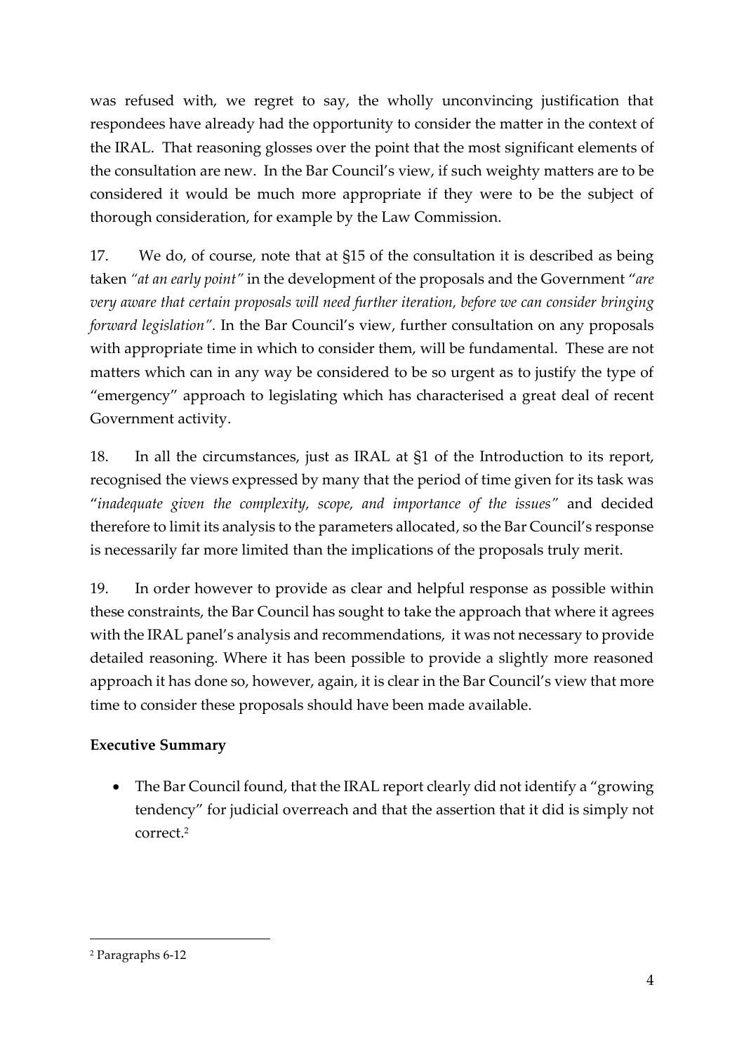was refused with, we regret to say, the wholly unconvincing justification that respondees have already had the opportunity to consider the matter in the context of the IRAL. That reasoning glosses over the point that the most significant elements of the consultation are new. In the Bar Council's view, if such weighty matters are to be considered it would be much more appropriate if they were to be the subject of thorough consideration, for example by the Law Commission.

17. We do, of course, note that at §15 of the consultation it is described as being taken *"at an early point"* in the development of the proposals and the Government "*are very aware that certain proposals will need further iteration, before we can consider bringing forward legislation"*. In the Bar Council's view, further consultation on any proposals with appropriate time in which to consider them, will be fundamental. These are not matters which can in any way be considered to be so urgent as to justify the type of "emergency" approach to legislating which has characterised a great deal of recent Government activity.

18. In all the circumstances, just as IRAL at §1 of the Introduction to its report, recognised the views expressed by many that the period of time given for its task was "*inadequate given the complexity, scope, and importance of the issues"* and decided therefore to limit its analysis to the parameters allocated, so the Bar Council's response is necessarily far more limited than the implications of the proposals truly merit.

19. In order however to provide as clear and helpful response as possible within these constraints, the Bar Council has sought to take the approach that where it agrees with the IRAL panel's analysis and recommendations, it was not necessary to provide detailed reasoning. Where it has been possible to provide a slightly more reasoned approach it has done so, however, again, it is clear in the Bar Council's view that more time to consider these proposals should have been made available.

**Executive Summary**

- The Bar Council found, that the IRAL report clearly did not identify a "growing tendency" for judicial overreach and that the assertion that it did is simply not correct.[2]

[2] Paragraphs 6-12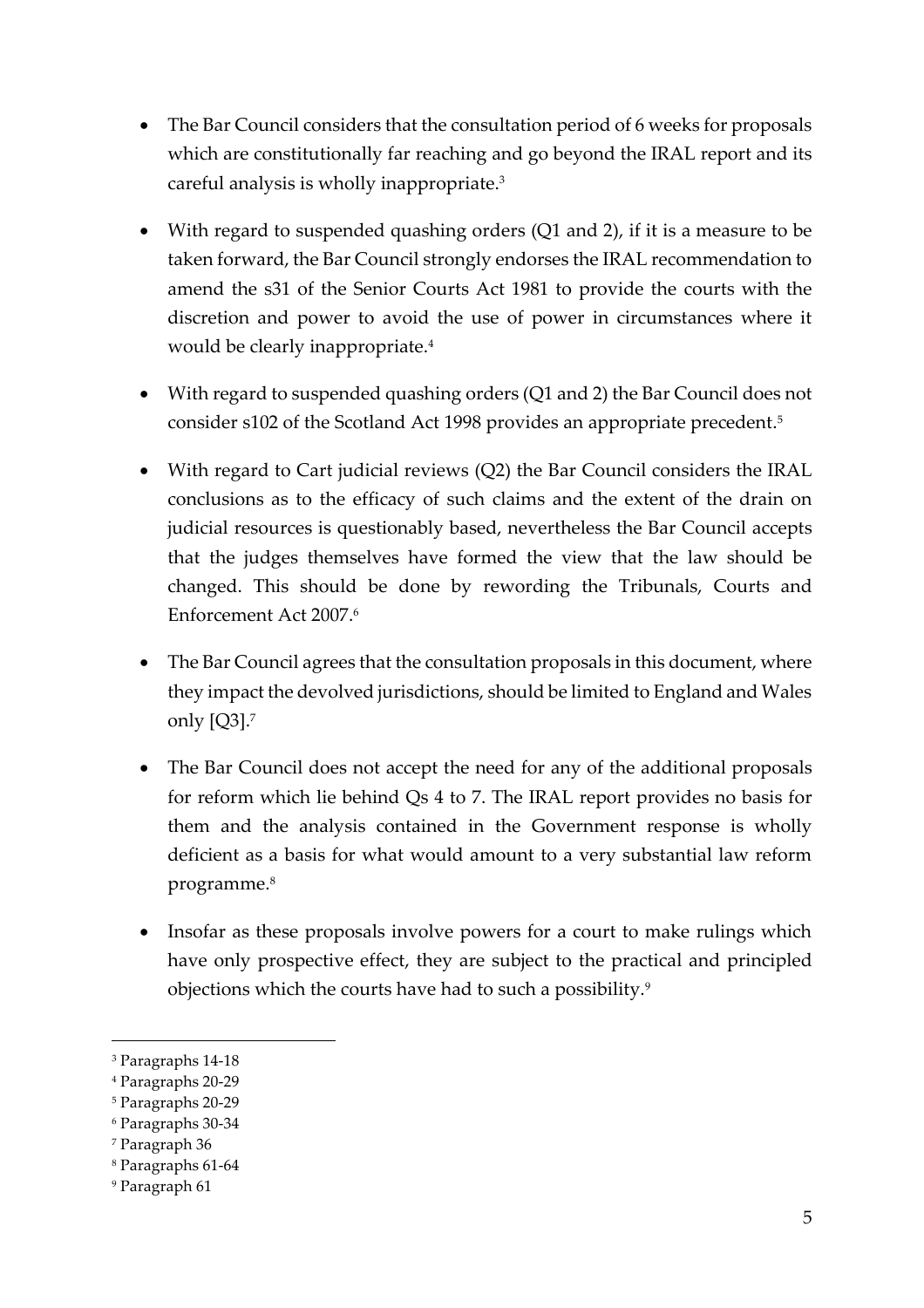- The Bar Council considers that the consultation period of 6 weeks for proposals which are constitutionally far reaching and go beyond the IRAL report and its careful analysis is wholly inappropriate.[3]

- With regard to suspended quashing orders (Q1 and 2), if it is a measure to be taken forward, the Bar Council strongly endorses the IRAL recommendation to amend the s31 of the Senior Courts Act 1981 to provide the courts with the discretion and power to avoid the use of power in circumstances where it would be clearly inappropriate.[4]

- With regard to suspended quashing orders (Q1 and 2) the Bar Council does not consider s102 of the Scotland Act 1998 provides an appropriate precedent.[5]

- With regard to Cart judicial reviews (Q2) the Bar Council considers the IRAL conclusions as to the efficacy of such claims and the extent of the drain on judicial resources is questionably based, nevertheless the Bar Council accepts that the judges themselves have formed the view that the law should be changed. This should be done by rewording the Tribunals, Courts and Enforcement Act 2007.[6]

- The Bar Council agrees that the consultation proposals in this document, where they impact the devolved jurisdictions, should be limited to England and Wales only [Q3].[7]

- The Bar Council does not accept the need for any of the additional proposals for reform which lie behind Qs 4 to 7. The IRAL report provides no basis for them and the analysis contained in the Government response is wholly deficient as a basis for what would amount to a very substantial law reform programme.[8]

- Insofar as these proposals involve powers for a court to make rulings which have only prospective effect, they are subject to the practical and principled objections which the courts have had to such a possibility.[9]

---

[3] Paragraphs 14-18

[4] Paragraphs 20-29

[5] Paragraphs 20-29

[6] Paragraphs 30-34

[7] Paragraph 36

[8] Paragraphs 61-64

[9] Paragraph 61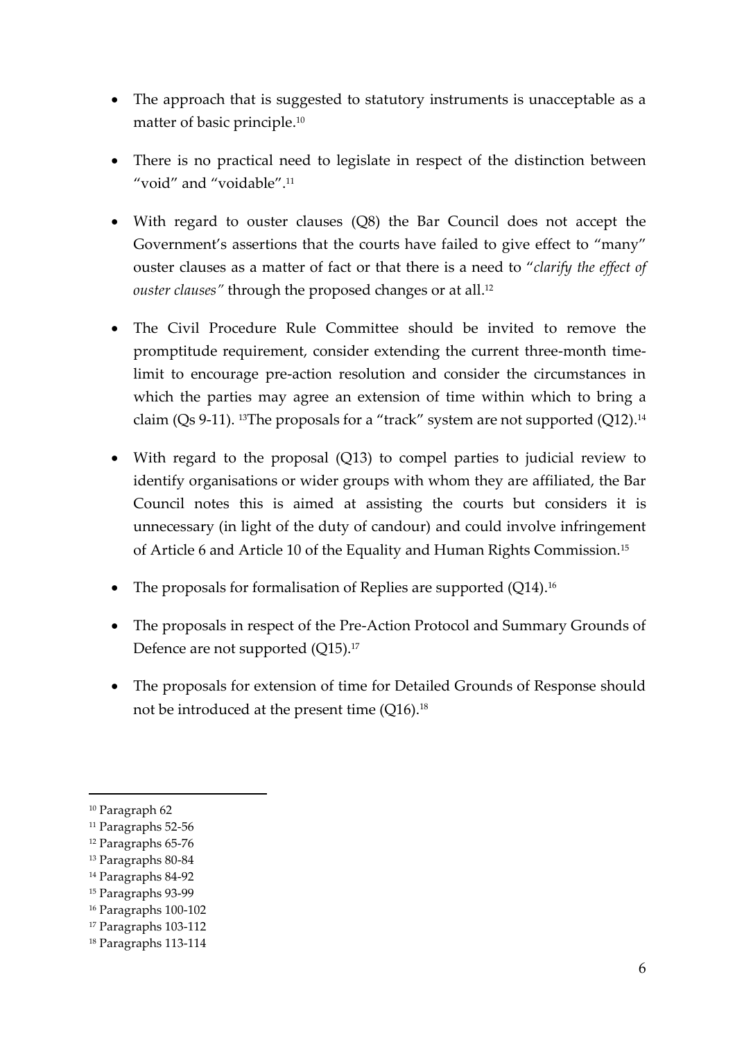- The approach that is suggested to statutory instruments is unacceptable as a matter of basic principle.[10]

- There is no practical need to legislate in respect of the distinction between "void" and "voidable".[11]

- With regard to ouster clauses (Q8) the Bar Council does not accept the Government's assertions that the courts have failed to give effect to "many" ouster clauses as a matter of fact or that there is a need to "*clarify the effect of ouster clauses"* through the proposed changes or at all.[12]

- The Civil Procedure Rule Committee should be invited to remove the promptitude requirement, consider extending the current three-month time-limit to encourage pre-action resolution and consider the circumstances in which the parties may agree an extension of time within which to bring a claim (Qs 9-11). [13]The proposals for a "track" system are not supported (Q12).[14]

- With regard to the proposal (Q13) to compel parties to judicial review to identify organisations or wider groups with whom they are affiliated, the Bar Council notes this is aimed at assisting the courts but considers it is unnecessary (in light of the duty of candour) and could involve infringement of Article 6 and Article 10 of the Equality and Human Rights Commission.[15]

- The proposals for formalisation of Replies are supported (Q14).[16]

- The proposals in respect of the Pre-Action Protocol and Summary Grounds of Defence are not supported (Q15).[17]

- The proposals for extension of time for Detailed Grounds of Response should not be introduced at the present time (Q16).[18]

---

[10] Paragraph 62
[11] Paragraphs 52-56
[12] Paragraphs 65-76
[13] Paragraphs 80-84
[14] Paragraphs 84-92
[15] Paragraphs 93-99
[16] Paragraphs 100-102
[17] Paragraphs 103-112
[18] Paragraphs 113-114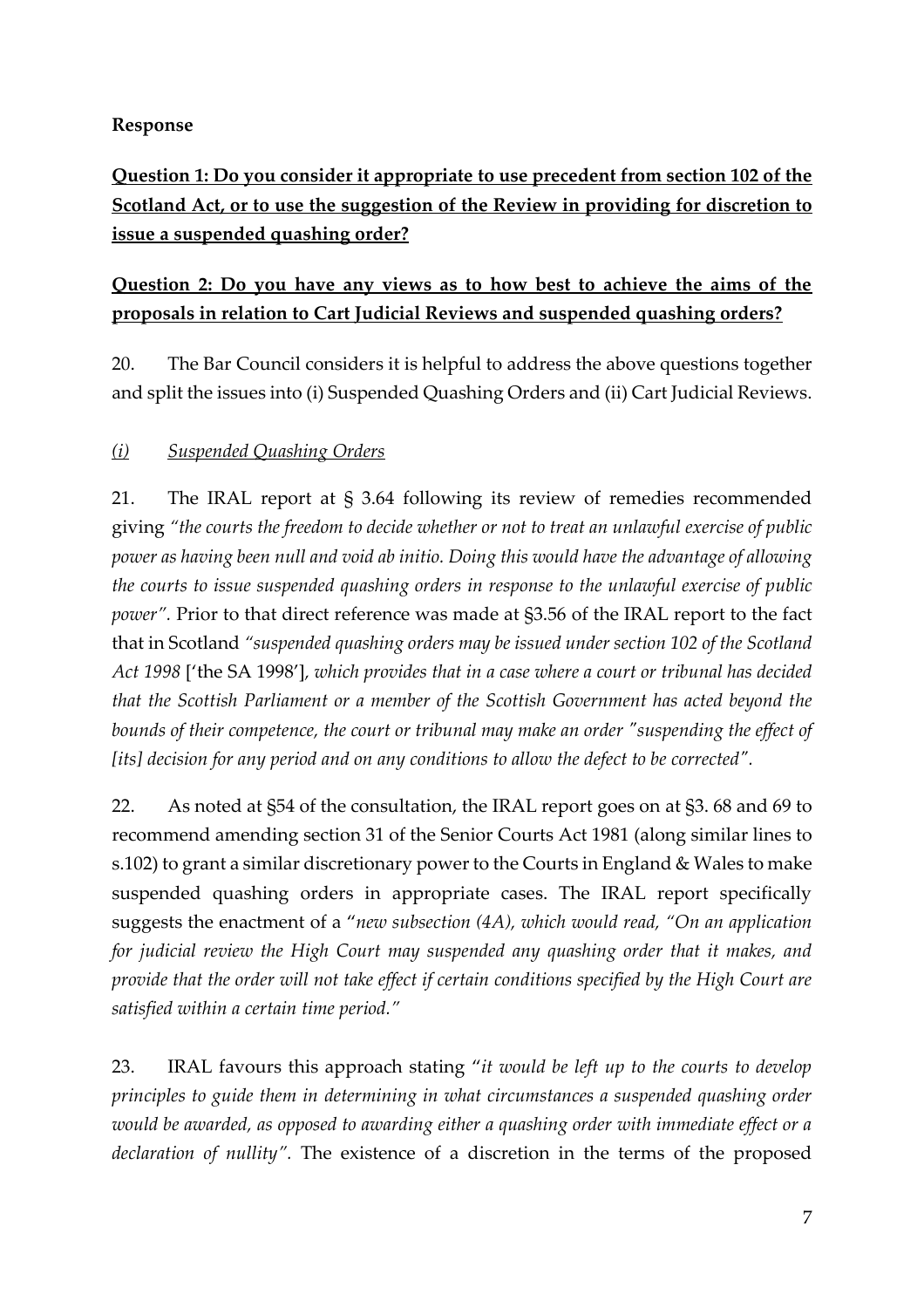**Response**

**Question 1: Do you consider it appropriate to use precedent from section 102 of the Scotland Act, or to use the suggestion of the Review in providing for discretion to issue a suspended quashing order?**

**Question 2: Do you have any views as to how best to achieve the aims of the proposals in relation to Cart Judicial Reviews and suspended quashing orders?**

20. The Bar Council considers it is helpful to address the above questions together and split the issues into (i) Suspended Quashing Orders and (ii) Cart Judicial Reviews.

*(i) Suspended Quashing Orders*

21. The IRAL report at § 3.64 following its review of remedies recommended giving *"the courts the freedom to decide whether or not to treat an unlawful exercise of public power as having been null and void ab initio. Doing this would have the advantage of allowing the courts to issue suspended quashing orders in response to the unlawful exercise of public power"*. Prior to that direct reference was made at §3.56 of the IRAL report to the fact that in Scotland *"suspended quashing orders may be issued under section 102 of the Scotland Act 1998* ['the SA 1998'], *which provides that in a case where a court or tribunal has decided that the Scottish Parliament or a member of the Scottish Government has acted beyond the bounds of their competence, the court or tribunal may make an order "suspending the effect of [its] decision for any period and on any conditions to allow the defect to be corrected"*.

22. As noted at §54 of the consultation, the IRAL report goes on at §3. 68 and 69 to recommend amending section 31 of the Senior Courts Act 1981 (along similar lines to s.102) to grant a similar discretionary power to the Courts in England & Wales to make suspended quashing orders in appropriate cases. The IRAL report specifically suggests the enactment of a "*new subsection (4A), which would read, "On an application for judicial review the High Court may suspended any quashing order that it makes, and provide that the order will not take effect if certain conditions specified by the High Court are satisfied within a certain time period."*

23. IRAL favours this approach stating "*it would be left up to the courts to develop principles to guide them in determining in what circumstances a suspended quashing order would be awarded, as opposed to awarding either a quashing order with immediate effect or a declaration of nullity"*. The existence of a discretion in the terms of the proposed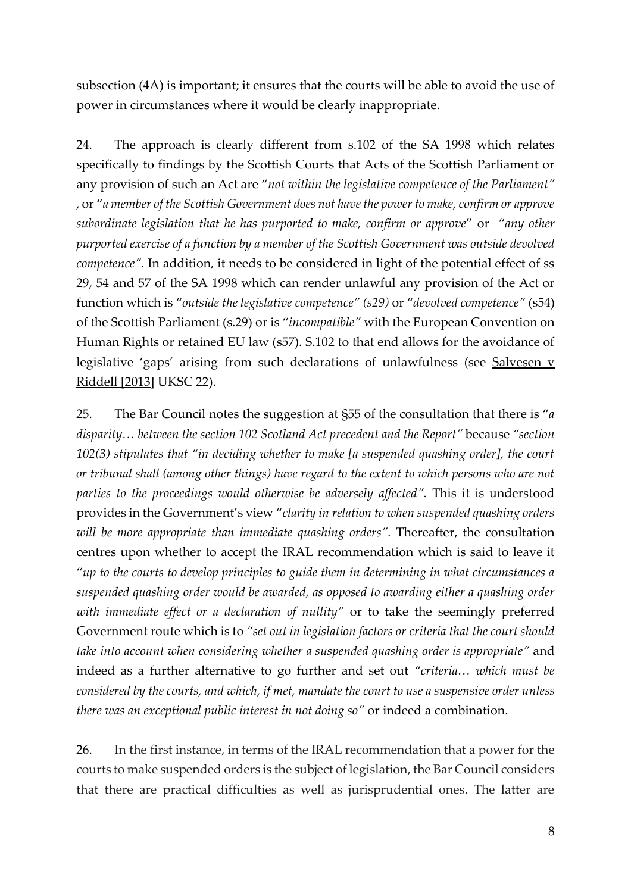subsection (4A) is important; it ensures that the courts will be able to avoid the use of power in circumstances where it would be clearly inappropriate.

24. The approach is clearly different from s.102 of the SA 1998 which relates specifically to findings by the Scottish Courts that Acts of the Scottish Parliament or any provision of such an Act are "*not within the legislative competence of the Parliament*" , or "*a member of the Scottish Government does not have the power to make, confirm or approve subordinate legislation that he has purported to make, confirm or approve*" or "*any other purported exercise of a function by a member of the Scottish Government was outside devolved competence".* In addition, it needs to be considered in light of the potential effect of ss 29, 54 and 57 of the SA 1998 which can render unlawful any provision of the Act or function which is "*outside the legislative competence" (s29)* or "*devolved competence"* (s54) of the Scottish Parliament (s.29) or is "*incompatible"* with the European Convention on Human Rights or retained EU law (s57). S.102 to that end allows for the avoidance of legislative 'gaps' arising from such declarations of unlawfulness (see Salvesen v Riddell [2013] UKSC 22).

25. The Bar Council notes the suggestion at §55 of the consultation that there is "*a disparity… between the section 102 Scotland Act precedent and the Report"* because *"section 102(3) stipulates that "in deciding whether to make [a suspended quashing order], the court or tribunal shall (among other things) have regard to the extent to which persons who are not parties to the proceedings would otherwise be adversely affected".* This it is understood provides in the Government's view "*clarity in relation to when suspended quashing orders will be more appropriate than immediate quashing orders".* Thereafter, the consultation centres upon whether to accept the IRAL recommendation which is said to leave it "*up to the courts to develop principles to guide them in determining in what circumstances a suspended quashing order would be awarded, as opposed to awarding either a quashing order with immediate effect or a declaration of nullity"* or to take the seemingly preferred Government route which is to *"set out in legislation factors or criteria that the court should take into account when considering whether a suspended quashing order is appropriate"* and indeed as a further alternative to go further and set out *"criteria… which must be considered by the courts, and which, if met, mandate the court to use a suspensive order unless there was an exceptional public interest in not doing so"* or indeed a combination.

26. In the first instance, in terms of the IRAL recommendation that a power for the courts to make suspended orders is the subject of legislation, the Bar Council considers that there are practical difficulties as well as jurisprudential ones. The latter are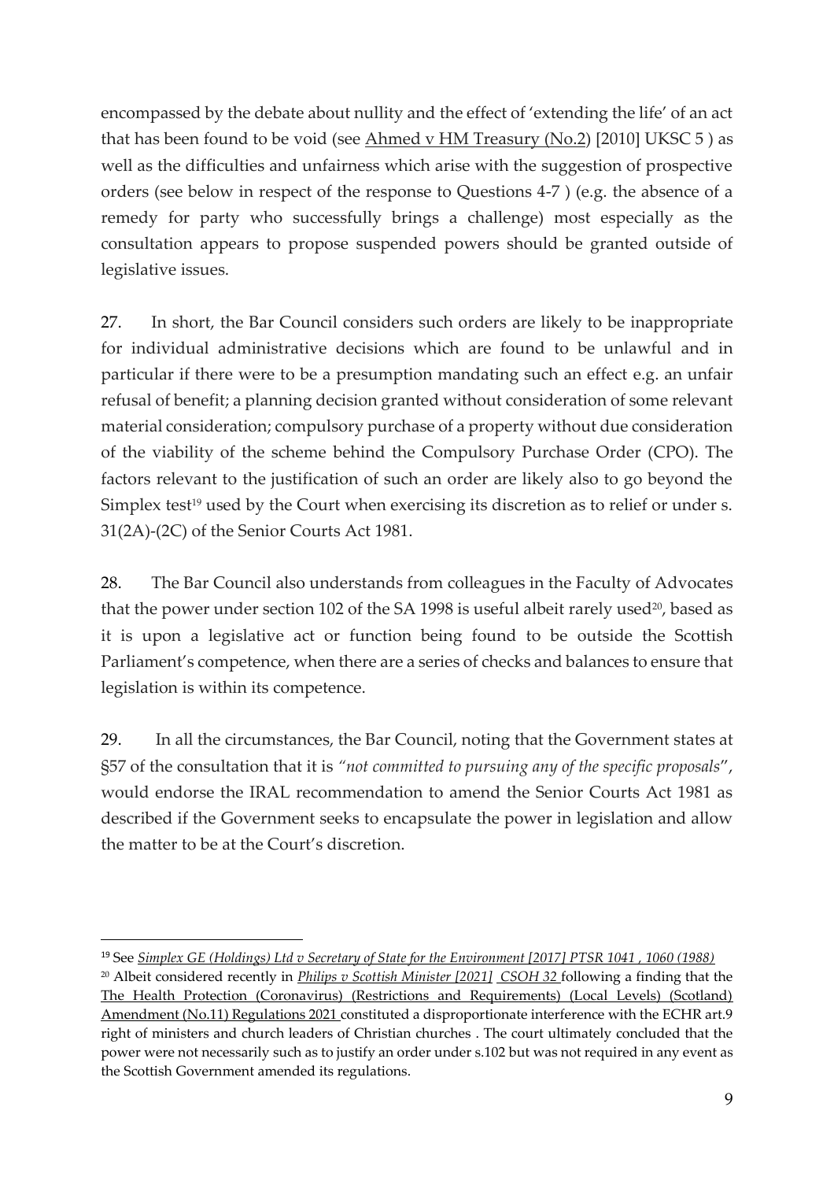encompassed by the debate about nullity and the effect of 'extending the life' of an act that has been found to be void (see Ahmed v HM Treasury (No.2) [2010] UKSC 5 ) as well as the difficulties and unfairness which arise with the suggestion of prospective orders (see below in respect of the response to Questions 4-7 ) (e.g. the absence of a remedy for party who successfully brings a challenge) most especially as the consultation appears to propose suspended powers should be granted outside of legislative issues.

27. In short, the Bar Council considers such orders are likely to be inappropriate for individual administrative decisions which are found to be unlawful and in particular if there were to be a presumption mandating such an effect e.g. an unfair refusal of benefit; a planning decision granted without consideration of some relevant material consideration; compulsory purchase of a property without due consideration of the viability of the scheme behind the Compulsory Purchase Order (CPO). The factors relevant to the justification of such an order are likely also to go beyond the Simplex test[19] used by the Court when exercising its discretion as to relief or under s. 31(2A)-(2C) of the Senior Courts Act 1981.

28. The Bar Council also understands from colleagues in the Faculty of Advocates that the power under section 102 of the SA 1998 is useful albeit rarely used[20], based as it is upon a legislative act or function being found to be outside the Scottish Parliament's competence, when there are a series of checks and balances to ensure that legislation is within its competence.

29. In all the circumstances, the Bar Council, noting that the Government states at §57 of the consultation that it is *"not committed to pursuing any of the specific proposals"*, would endorse the IRAL recommendation to amend the Senior Courts Act 1981 as described if the Government seeks to encapsulate the power in legislation and allow the matter to be at the Court's discretion.

---

[19] See *Simplex GE (Holdings) Ltd v Secretary of State for the Environment [2017] PTSR 1041 , 1060 (1988)*

[20] Albeit considered recently in *Philips v Scottish Minister [2021] CSOH 32* following a finding that the The Health Protection (Coronavirus) (Restrictions and Requirements) (Local Levels) (Scotland) Amendment (No.11) Regulations 2021 constituted a disproportionate interference with the ECHR art.9 right of ministers and church leaders of Christian churches . The court ultimately concluded that the power were not necessarily such as to justify an order under s.102 but was not required in any event as the Scottish Government amended its regulations.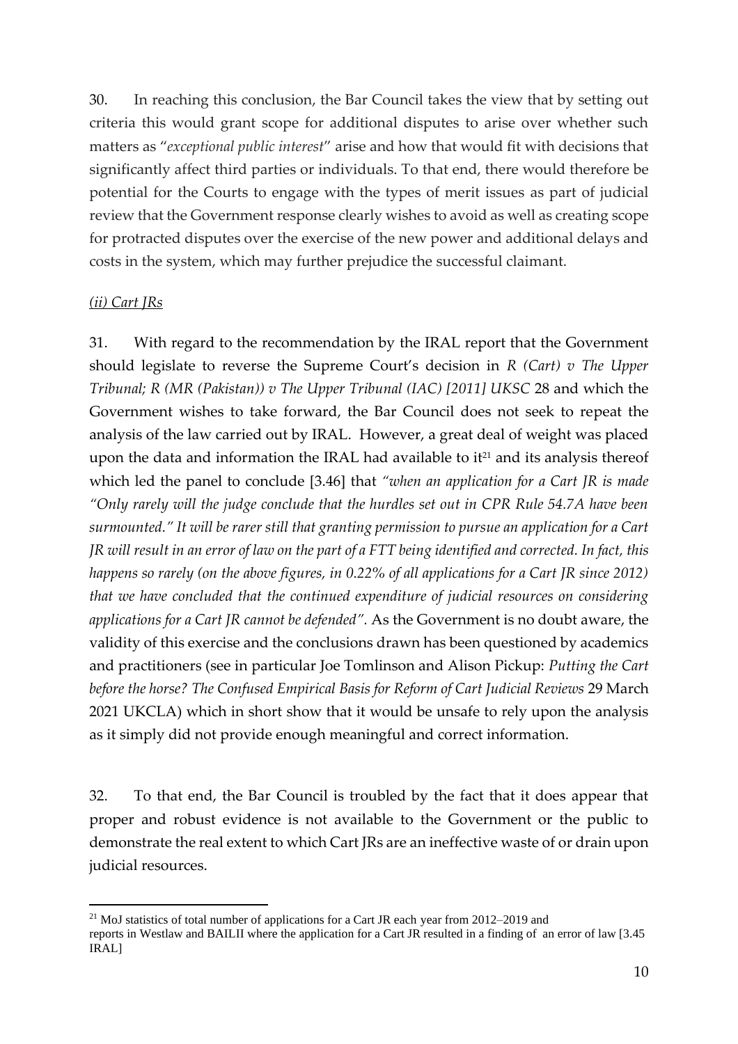30. In reaching this conclusion, the Bar Council takes the view that by setting out criteria this would grant scope for additional disputes to arise over whether such matters as "*exceptional public interest*" arise and how that would fit with decisions that significantly affect third parties or individuals. To that end, there would therefore be potential for the Courts to engage with the types of merit issues as part of judicial review that the Government response clearly wishes to avoid as well as creating scope for protracted disputes over the exercise of the new power and additional delays and costs in the system, which may further prejudice the successful claimant.

*(ii) Cart JRs*

31. With regard to the recommendation by the IRAL report that the Government should legislate to reverse the Supreme Court's decision in *R (Cart) v The Upper Tribunal; R (MR (Pakistan)) v The Upper Tribunal (IAC) [2011] UKSC* 28 and which the Government wishes to take forward, the Bar Council does not seek to repeat the analysis of the law carried out by IRAL. However, a great deal of weight was placed upon the data and information the IRAL had available to it[21] and its analysis thereof which led the panel to conclude [3.46] that *"when an application for a Cart JR is made "Only rarely will the judge conclude that the hurdles set out in CPR Rule 54.7A have been surmounted." It will be rarer still that granting permission to pursue an application for a Cart JR will result in an error of law on the part of a FTT being identified and corrected. In fact, this happens so rarely (on the above figures, in 0.22% of all applications for a Cart JR since 2012) that we have concluded that the continued expenditure of judicial resources on considering applications for a Cart JR cannot be defended".* As the Government is no doubt aware, the validity of this exercise and the conclusions drawn has been questioned by academics and practitioners (see in particular Joe Tomlinson and Alison Pickup: *Putting the Cart before the horse? The Confused Empirical Basis for Reform of Cart Judicial Reviews* 29 March 2021 UKCLA) which in short show that it would be unsafe to rely upon the analysis as it simply did not provide enough meaningful and correct information.

32. To that end, the Bar Council is troubled by the fact that it does appear that proper and robust evidence is not available to the Government or the public to demonstrate the real extent to which Cart JRs are an ineffective waste of or drain upon judicial resources.

---

[21] MoJ statistics of total number of applications for a Cart JR each year from 2012–2019 and reports in Westlaw and BAILII where the application for a Cart JR resulted in a finding of an error of law [3.45 IRAL]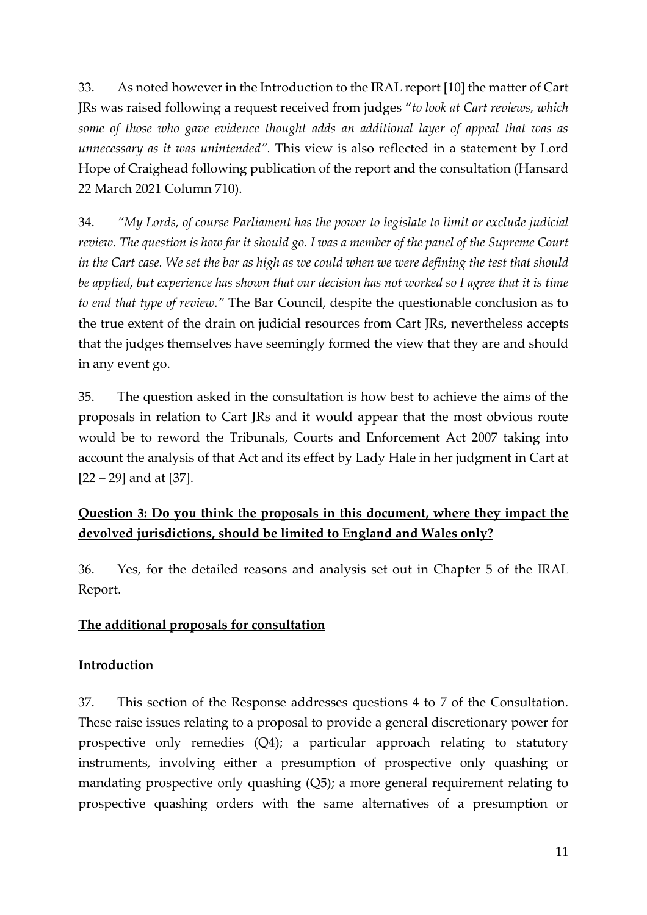33. As noted however in the Introduction to the IRAL report [10] the matter of Cart JRs was raised following a request received from judges "*to look at Cart reviews, which some of those who gave evidence thought adds an additional layer of appeal that was as unnecessary as it was unintended".* This view is also reflected in a statement by Lord Hope of Craighead following publication of the report and the consultation (Hansard 22 March 2021 Column 710).

34. *"My Lords, of course Parliament has the power to legislate to limit or exclude judicial review. The question is how far it should go. I was a member of the panel of the Supreme Court in the Cart case. We set the bar as high as we could when we were defining the test that should be applied, but experience has shown that our decision has not worked so I agree that it is time to end that type of review."* The Bar Council, despite the questionable conclusion as to the true extent of the drain on judicial resources from Cart JRs, nevertheless accepts that the judges themselves have seemingly formed the view that they are and should in any event go.

35. The question asked in the consultation is how best to achieve the aims of the proposals in relation to Cart JRs and it would appear that the most obvious route would be to reword the Tribunals, Courts and Enforcement Act 2007 taking into account the analysis of that Act and its effect by Lady Hale in her judgment in Cart at [22 – 29] and at [37].

**Question 3: Do you think the proposals in this document, where they impact the devolved jurisdictions, should be limited to England and Wales only?**

36. Yes, for the detailed reasons and analysis set out in Chapter 5 of the IRAL Report.

**The additional proposals for consultation**

**Introduction**

37. This section of the Response addresses questions 4 to 7 of the Consultation. These raise issues relating to a proposal to provide a general discretionary power for prospective only remedies (Q4); a particular approach relating to statutory instruments, involving either a presumption of prospective only quashing or mandating prospective only quashing (Q5); a more general requirement relating to prospective quashing orders with the same alternatives of a presumption or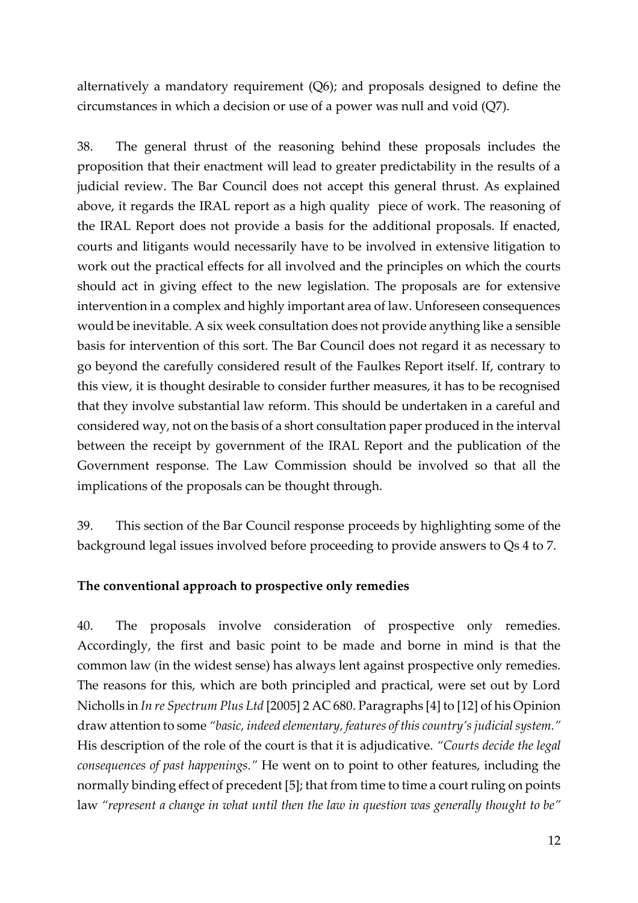alternatively a mandatory requirement (Q6); and proposals designed to define the circumstances in which a decision or use of a power was null and void (Q7).

38. The general thrust of the reasoning behind these proposals includes the proposition that their enactment will lead to greater predictability in the results of a judicial review. The Bar Council does not accept this general thrust. As explained above, it regards the IRAL report as a high quality piece of work. The reasoning of the IRAL Report does not provide a basis for the additional proposals. If enacted, courts and litigants would necessarily have to be involved in extensive litigation to work out the practical effects for all involved and the principles on which the courts should act in giving effect to the new legislation. The proposals are for extensive intervention in a complex and highly important area of law. Unforeseen consequences would be inevitable. A six week consultation does not provide anything like a sensible basis for intervention of this sort. The Bar Council does not regard it as necessary to go beyond the carefully considered result of the Faulkes Report itself. If, contrary to this view, it is thought desirable to consider further measures, it has to be recognised that they involve substantial law reform. This should be undertaken in a careful and considered way, not on the basis of a short consultation paper produced in the interval between the receipt by government of the IRAL Report and the publication of the Government response. The Law Commission should be involved so that all the implications of the proposals can be thought through.

39. This section of the Bar Council response proceeds by highlighting some of the background legal issues involved before proceeding to provide answers to Qs 4 to 7.

**The conventional approach to prospective only remedies**

40. The proposals involve consideration of prospective only remedies. Accordingly, the first and basic point to be made and borne in mind is that the common law (in the widest sense) has always lent against prospective only remedies. The reasons for this, which are both principled and practical, were set out by Lord Nicholls in *In re Spectrum Plus Ltd* [2005] 2 AC 680. Paragraphs [4] to [12] of his Opinion draw attention to some *"basic, indeed elementary, features of this country's judicial system."* His description of the role of the court is that it is adjudicative. *"Courts decide the legal consequences of past happenings."* He went on to point to other features, including the normally binding effect of precedent [5]; that from time to time a court ruling on points law *"represent a change in what until then the law in question was generally thought to be"*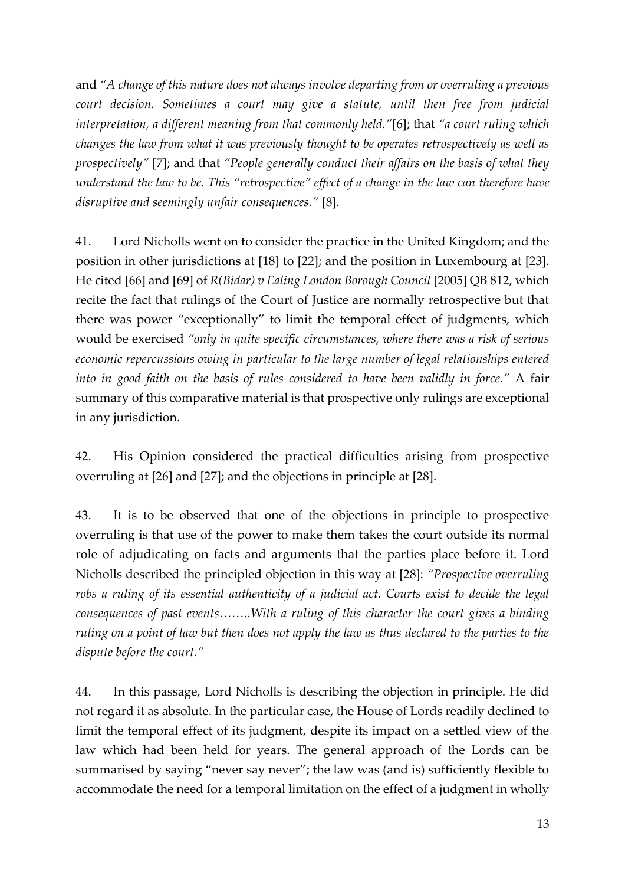and *"A change of this nature does not always involve departing from or overruling a previous court decision. Sometimes a court may give a statute, until then free from judicial interpretation, a different meaning from that commonly held."*[6]; that *"a court ruling which changes the law from what it was previously thought to be operates retrospectively as well as prospectively"* [7]; and that *"People generally conduct their affairs on the basis of what they understand the law to be. This "retrospective" effect of a change in the law can therefore have disruptive and seemingly unfair consequences."* [8].

41. Lord Nicholls went on to consider the practice in the United Kingdom; and the position in other jurisdictions at [18] to [22]; and the position in Luxembourg at [23]. He cited [66] and [69] of *R(Bidar) v Ealing London Borough Council* [2005] QB 812, which recite the fact that rulings of the Court of Justice are normally retrospective but that there was power "exceptionally" to limit the temporal effect of judgments, which would be exercised *"only in quite specific circumstances, where there was a risk of serious economic repercussions owing in particular to the large number of legal relationships entered into in good faith on the basis of rules considered to have been validly in force."* A fair summary of this comparative material is that prospective only rulings are exceptional in any jurisdiction.

42. His Opinion considered the practical difficulties arising from prospective overruling at [26] and [27]; and the objections in principle at [28].

43. It is to be observed that one of the objections in principle to prospective overruling is that use of the power to make them takes the court outside its normal role of adjudicating on facts and arguments that the parties place before it. Lord Nicholls described the principled objection in this way at [28]: *"Prospective overruling robs a ruling of its essential authenticity of a judicial act. Courts exist to decide the legal consequences of past events……..With a ruling of this character the court gives a binding ruling on a point of law but then does not apply the law as thus declared to the parties to the dispute before the court."*

44. In this passage, Lord Nicholls is describing the objection in principle. He did not regard it as absolute. In the particular case, the House of Lords readily declined to limit the temporal effect of its judgment, despite its impact on a settled view of the law which had been held for years. The general approach of the Lords can be summarised by saying "never say never"; the law was (and is) sufficiently flexible to accommodate the need for a temporal limitation on the effect of a judgment in wholly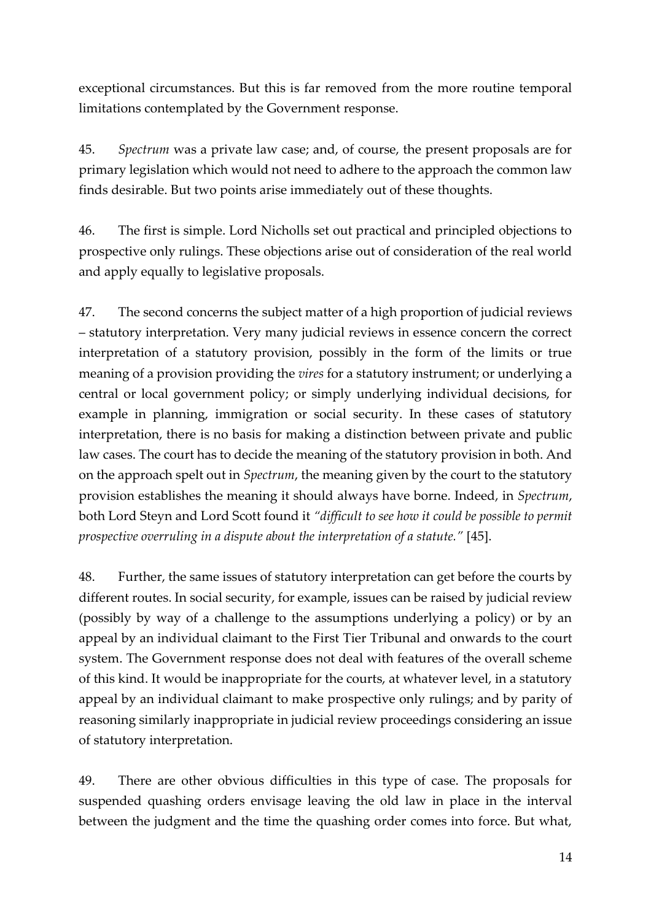exceptional circumstances. But this is far removed from the more routine temporal limitations contemplated by the Government response.

45. *Spectrum* was a private law case; and, of course, the present proposals are for primary legislation which would not need to adhere to the approach the common law finds desirable. But two points arise immediately out of these thoughts.

46. The first is simple. Lord Nicholls set out practical and principled objections to prospective only rulings. These objections arise out of consideration of the real world and apply equally to legislative proposals.

47. The second concerns the subject matter of a high proportion of judicial reviews – statutory interpretation. Very many judicial reviews in essence concern the correct interpretation of a statutory provision, possibly in the form of the limits or true meaning of a provision providing the *vires* for a statutory instrument; or underlying a central or local government policy; or simply underlying individual decisions, for example in planning, immigration or social security. In these cases of statutory interpretation, there is no basis for making a distinction between private and public law cases. The court has to decide the meaning of the statutory provision in both. And on the approach spelt out in *Spectrum*, the meaning given by the court to the statutory provision establishes the meaning it should always have borne. Indeed, in *Spectrum*, both Lord Steyn and Lord Scott found it *"difficult to see how it could be possible to permit prospective overruling in a dispute about the interpretation of a statute."* [45].

48. Further, the same issues of statutory interpretation can get before the courts by different routes. In social security, for example, issues can be raised by judicial review (possibly by way of a challenge to the assumptions underlying a policy) or by an appeal by an individual claimant to the First Tier Tribunal and onwards to the court system. The Government response does not deal with features of the overall scheme of this kind. It would be inappropriate for the courts, at whatever level, in a statutory appeal by an individual claimant to make prospective only rulings; and by parity of reasoning similarly inappropriate in judicial review proceedings considering an issue of statutory interpretation.

49. There are other obvious difficulties in this type of case. The proposals for suspended quashing orders envisage leaving the old law in place in the interval between the judgment and the time the quashing order comes into force. But what,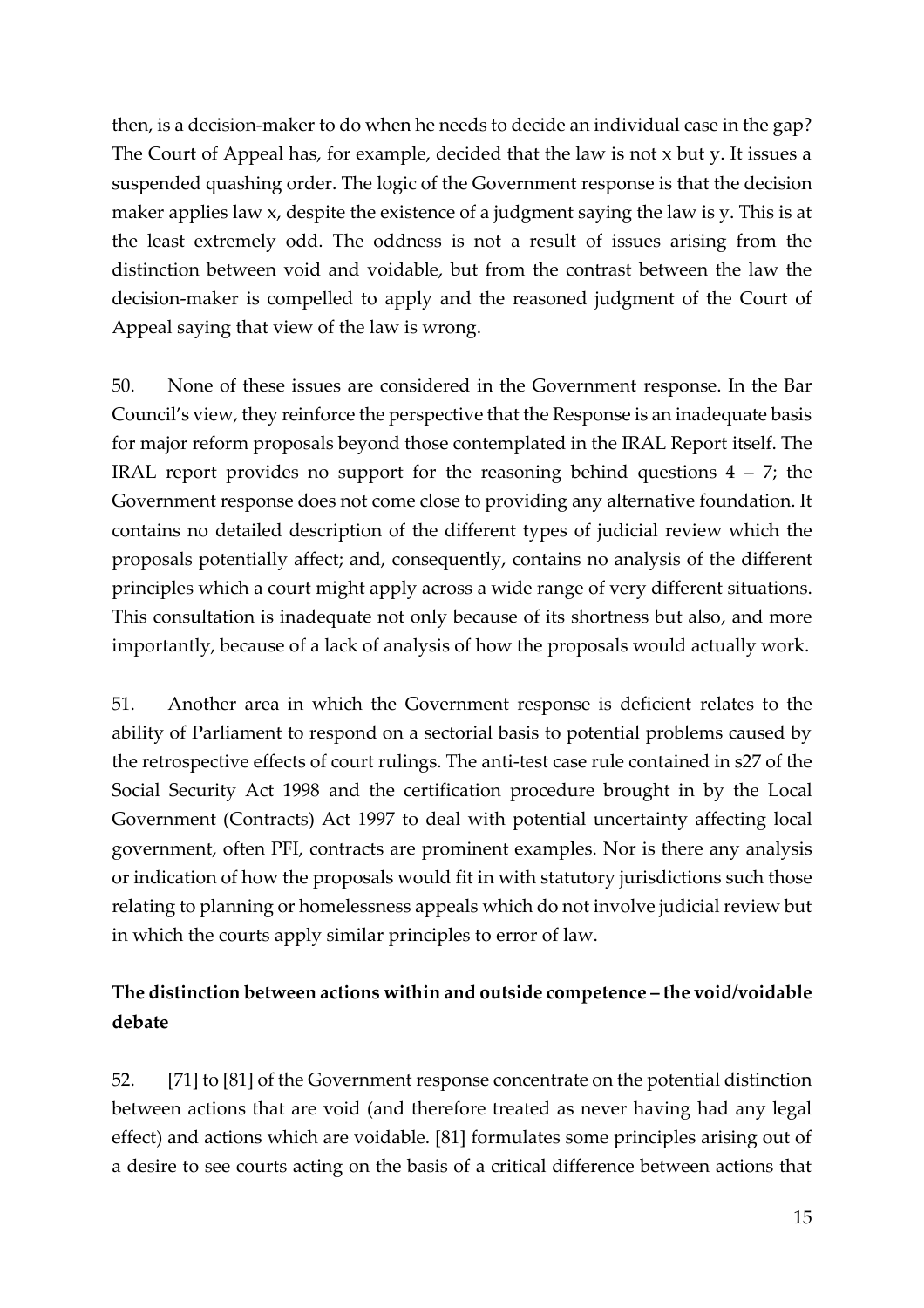then, is a decision-maker to do when he needs to decide an individual case in the gap? The Court of Appeal has, for example, decided that the law is not x but y. It issues a suspended quashing order. The logic of the Government response is that the decision maker applies law x, despite the existence of a judgment saying the law is y. This is at the least extremely odd. The oddness is not a result of issues arising from the distinction between void and voidable, but from the contrast between the law the decision-maker is compelled to apply and the reasoned judgment of the Court of Appeal saying that view of the law is wrong.

50. None of these issues are considered in the Government response. In the Bar Council's view, they reinforce the perspective that the Response is an inadequate basis for major reform proposals beyond those contemplated in the IRAL Report itself. The IRAL report provides no support for the reasoning behind questions 4 – 7; the Government response does not come close to providing any alternative foundation. It contains no detailed description of the different types of judicial review which the proposals potentially affect; and, consequently, contains no analysis of the different principles which a court might apply across a wide range of very different situations. This consultation is inadequate not only because of its shortness but also, and more importantly, because of a lack of analysis of how the proposals would actually work.

51. Another area in which the Government response is deficient relates to the ability of Parliament to respond on a sectorial basis to potential problems caused by the retrospective effects of court rulings. The anti-test case rule contained in s27 of the Social Security Act 1998 and the certification procedure brought in by the Local Government (Contracts) Act 1997 to deal with potential uncertainty affecting local government, often PFI, contracts are prominent examples. Nor is there any analysis or indication of how the proposals would fit in with statutory jurisdictions such those relating to planning or homelessness appeals which do not involve judicial review but in which the courts apply similar principles to error of law.

**The distinction between actions within and outside competence – the void/voidable debate**

52. [71] to [81] of the Government response concentrate on the potential distinction between actions that are void (and therefore treated as never having had any legal effect) and actions which are voidable. [81] formulates some principles arising out of a desire to see courts acting on the basis of a critical difference between actions that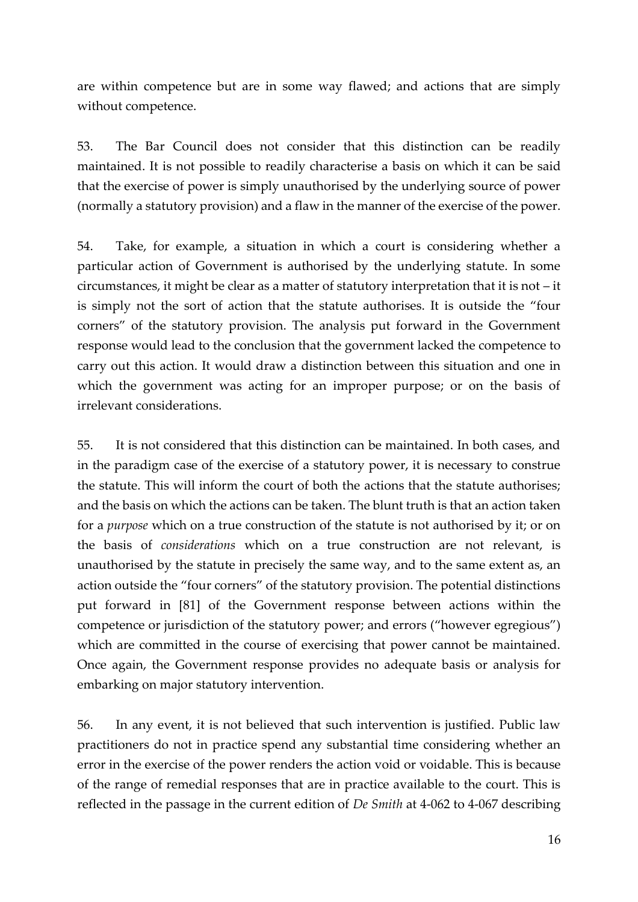are within competence but are in some way flawed; and actions that are simply without competence.

53. The Bar Council does not consider that this distinction can be readily maintained. It is not possible to readily characterise a basis on which it can be said that the exercise of power is simply unauthorised by the underlying source of power (normally a statutory provision) and a flaw in the manner of the exercise of the power.

54. Take, for example, a situation in which a court is considering whether a particular action of Government is authorised by the underlying statute. In some circumstances, it might be clear as a matter of statutory interpretation that it is not – it is simply not the sort of action that the statute authorises. It is outside the "four corners" of the statutory provision. The analysis put forward in the Government response would lead to the conclusion that the government lacked the competence to carry out this action. It would draw a distinction between this situation and one in which the government was acting for an improper purpose; or on the basis of irrelevant considerations.

55. It is not considered that this distinction can be maintained. In both cases, and in the paradigm case of the exercise of a statutory power, it is necessary to construe the statute. This will inform the court of both the actions that the statute authorises; and the basis on which the actions can be taken. The blunt truth is that an action taken for a *purpose* which on a true construction of the statute is not authorised by it; or on the basis of *considerations* which on a true construction are not relevant, is unauthorised by the statute in precisely the same way, and to the same extent as, an action outside the "four corners" of the statutory provision. The potential distinctions put forward in [81] of the Government response between actions within the competence or jurisdiction of the statutory power; and errors ("however egregious") which are committed in the course of exercising that power cannot be maintained. Once again, the Government response provides no adequate basis or analysis for embarking on major statutory intervention.

56. In any event, it is not believed that such intervention is justified. Public law practitioners do not in practice spend any substantial time considering whether an error in the exercise of the power renders the action void or voidable. This is because of the range of remedial responses that are in practice available to the court. This is reflected in the passage in the current edition of *De Smith* at 4-062 to 4-067 describing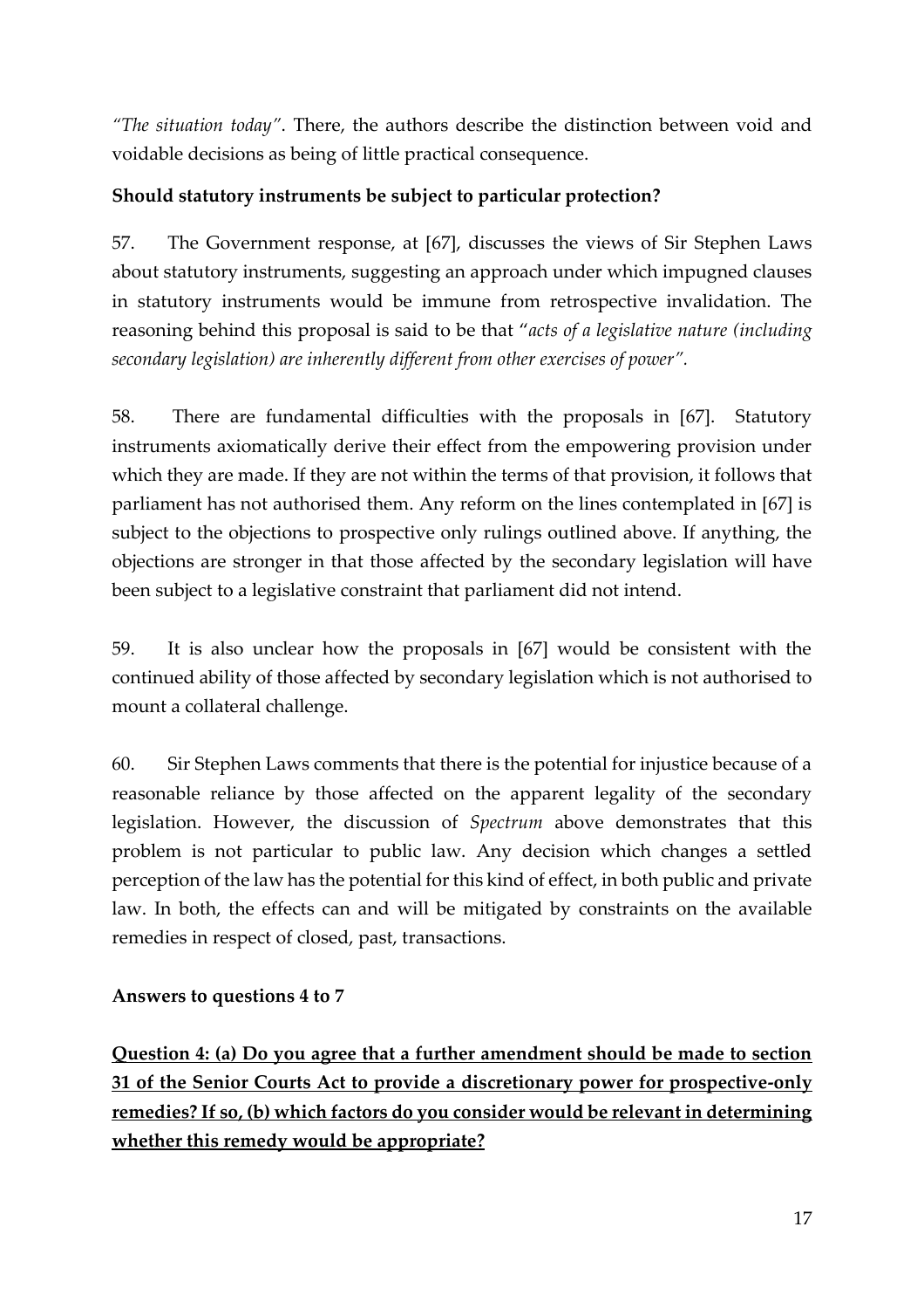*"The situation today"*. There, the authors describe the distinction between void and voidable decisions as being of little practical consequence.

**Should statutory instruments be subject to particular protection?**

57. The Government response, at [67], discusses the views of Sir Stephen Laws about statutory instruments, suggesting an approach under which impugned clauses in statutory instruments would be immune from retrospective invalidation. The reasoning behind this proposal is said to be that "*acts of a legislative nature (including secondary legislation) are inherently different from other exercises of power"*.

58. There are fundamental difficulties with the proposals in [67]. Statutory instruments axiomatically derive their effect from the empowering provision under which they are made. If they are not within the terms of that provision, it follows that parliament has not authorised them. Any reform on the lines contemplated in [67] is subject to the objections to prospective only rulings outlined above. If anything, the objections are stronger in that those affected by the secondary legislation will have been subject to a legislative constraint that parliament did not intend.

59. It is also unclear how the proposals in [67] would be consistent with the continued ability of those affected by secondary legislation which is not authorised to mount a collateral challenge.

60. Sir Stephen Laws comments that there is the potential for injustice because of a reasonable reliance by those affected on the apparent legality of the secondary legislation. However, the discussion of *Spectrum* above demonstrates that this problem is not particular to public law. Any decision which changes a settled perception of the law has the potential for this kind of effect, in both public and private law. In both, the effects can and will be mitigated by constraints on the available remedies in respect of closed, past, transactions.

**Answers to questions 4 to 7**

**Question 4: (a) Do you agree that a further amendment should be made to section 31 of the Senior Courts Act to provide a discretionary power for prospective-only remedies? If so, (b) which factors do you consider would be relevant in determining whether this remedy would be appropriate?**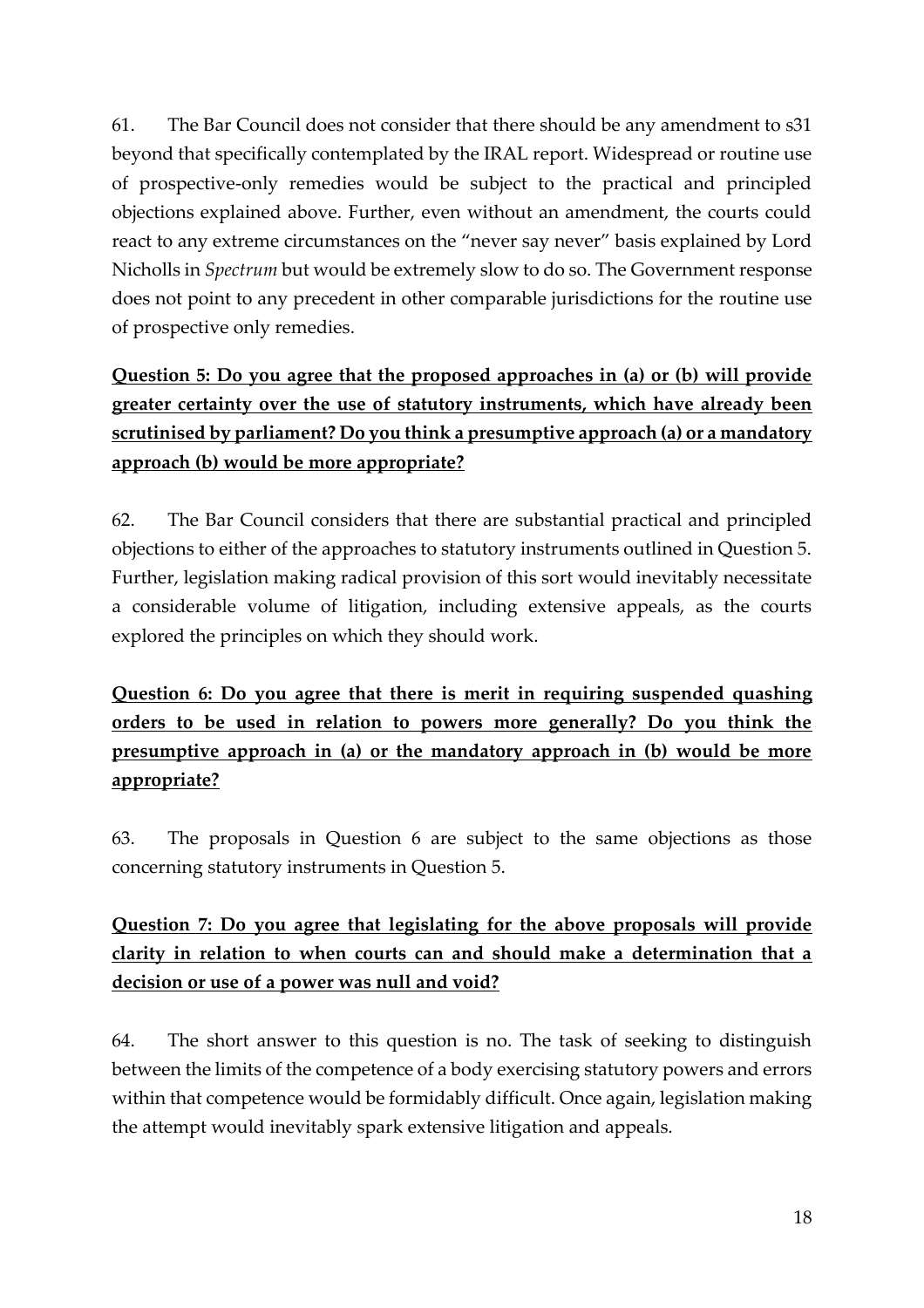61. The Bar Council does not consider that there should be any amendment to s31 beyond that specifically contemplated by the IRAL report. Widespread or routine use of prospective-only remedies would be subject to the practical and principled objections explained above. Further, even without an amendment, the courts could react to any extreme circumstances on the "never say never" basis explained by Lord Nicholls in *Spectrum* but would be extremely slow to do so. The Government response does not point to any precedent in other comparable jurisdictions for the routine use of prospective only remedies.

**Question 5: Do you agree that the proposed approaches in (a) or (b) will provide greater certainty over the use of statutory instruments, which have already been scrutinised by parliament? Do you think a presumptive approach (a) or a mandatory approach (b) would be more appropriate?**

62. The Bar Council considers that there are substantial practical and principled objections to either of the approaches to statutory instruments outlined in Question 5. Further, legislation making radical provision of this sort would inevitably necessitate a considerable volume of litigation, including extensive appeals, as the courts explored the principles on which they should work.

**Question 6: Do you agree that there is merit in requiring suspended quashing orders to be used in relation to powers more generally? Do you think the presumptive approach in (a) or the mandatory approach in (b) would be more appropriate?**

63. The proposals in Question 6 are subject to the same objections as those concerning statutory instruments in Question 5.

**Question 7: Do you agree that legislating for the above proposals will provide clarity in relation to when courts can and should make a determination that a decision or use of a power was null and void?**

64. The short answer to this question is no. The task of seeking to distinguish between the limits of the competence of a body exercising statutory powers and errors within that competence would be formidably difficult. Once again, legislation making the attempt would inevitably spark extensive litigation and appeals.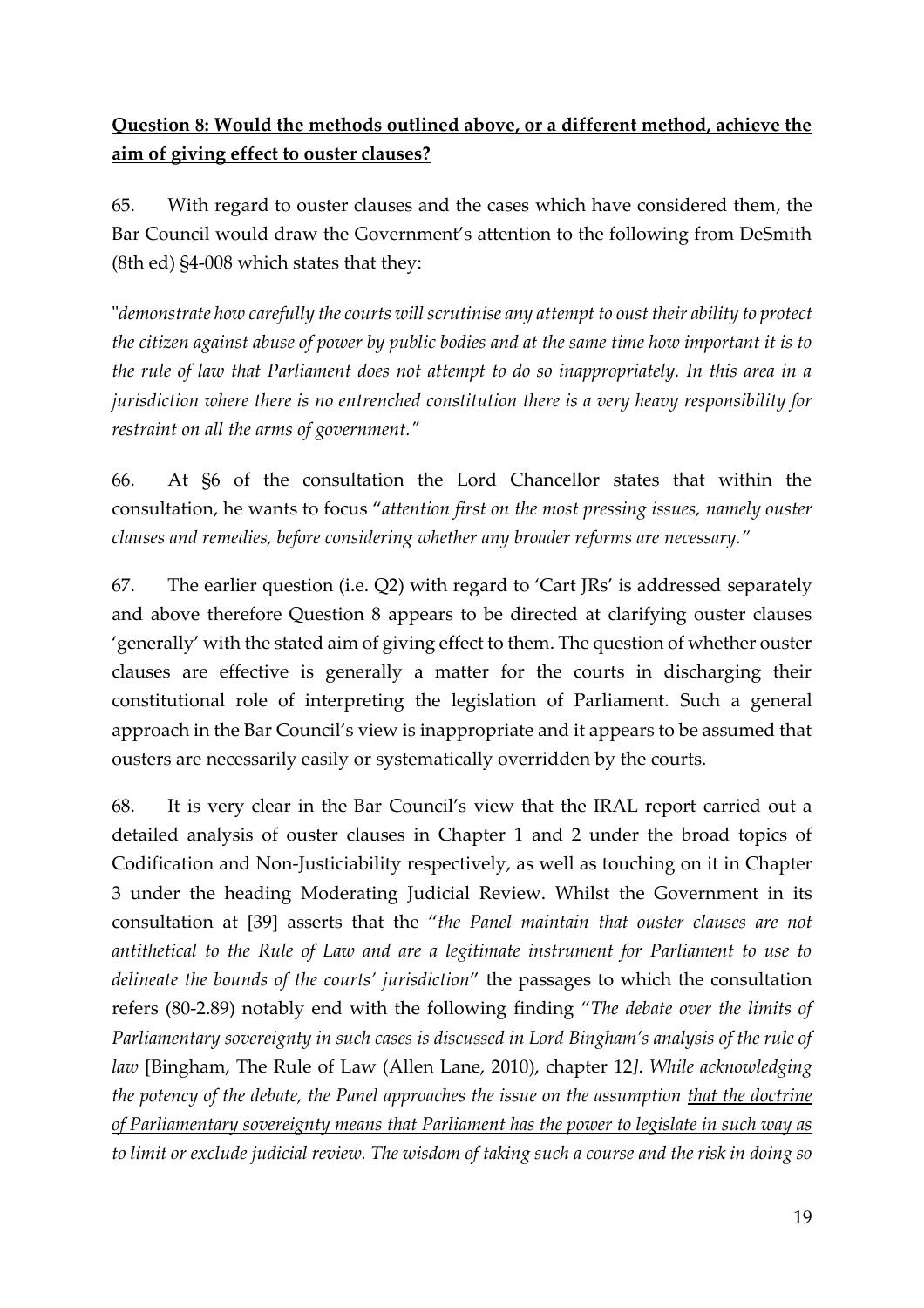**<u>Question 8: Would the methods outlined above, or a different method, achieve the aim of giving effect to ouster clauses?</u>**

65. With regard to ouster clauses and the cases which have considered them, the Bar Council would draw the Government's attention to the following from DeSmith (8th ed) §4-008 which states that they:

"*demonstrate how carefully the courts will scrutinise any attempt to oust their ability to protect the citizen against abuse of power by public bodies and at the same time how important it is to the rule of law that Parliament does not attempt to do so inappropriately. In this area in a jurisdiction where there is no entrenched constitution there is a very heavy responsibility for restraint on all the arms of government."*

66. At §6 of the consultation the Lord Chancellor states that within the consultation, he wants to focus "*attention first on the most pressing issues, namely ouster clauses and remedies, before considering whether any broader reforms are necessary."*

67. The earlier question (i.e. Q2) with regard to 'Cart JRs' is addressed separately and above therefore Question 8 appears to be directed at clarifying ouster clauses 'generally' with the stated aim of giving effect to them. The question of whether ouster clauses are effective is generally a matter for the courts in discharging their constitutional role of interpreting the legislation of Parliament. Such a general approach in the Bar Council's view is inappropriate and it appears to be assumed that ousters are necessarily easily or systematically overridden by the courts.

68. It is very clear in the Bar Council's view that the IRAL report carried out a detailed analysis of ouster clauses in Chapter 1 and 2 under the broad topics of Codification and Non-Justiciability respectively, as well as touching on it in Chapter 3 under the heading Moderating Judicial Review. Whilst the Government in its consultation at [39] asserts that the "*the Panel maintain that ouster clauses are not antithetical to the Rule of Law and are a legitimate instrument for Parliament to use to delineate the bounds of the courts' jurisdiction*" the passages to which the consultation refers (80-2.89) notably end with the following finding "*The debate over the limits of Parliamentary sovereignty in such cases is discussed in Lord Bingham's analysis of the rule of law* [Bingham, The Rule of Law (Allen Lane, 2010), chapter 12*]. While acknowledging the potency of the debate, the Panel approaches the issue on the assumption <u>that the doctrine of Parliamentary sovereignty means that Parliament has the power to legislate in such way as to limit or exclude judicial review. The wisdom of taking such a course and the risk in doing so</u>*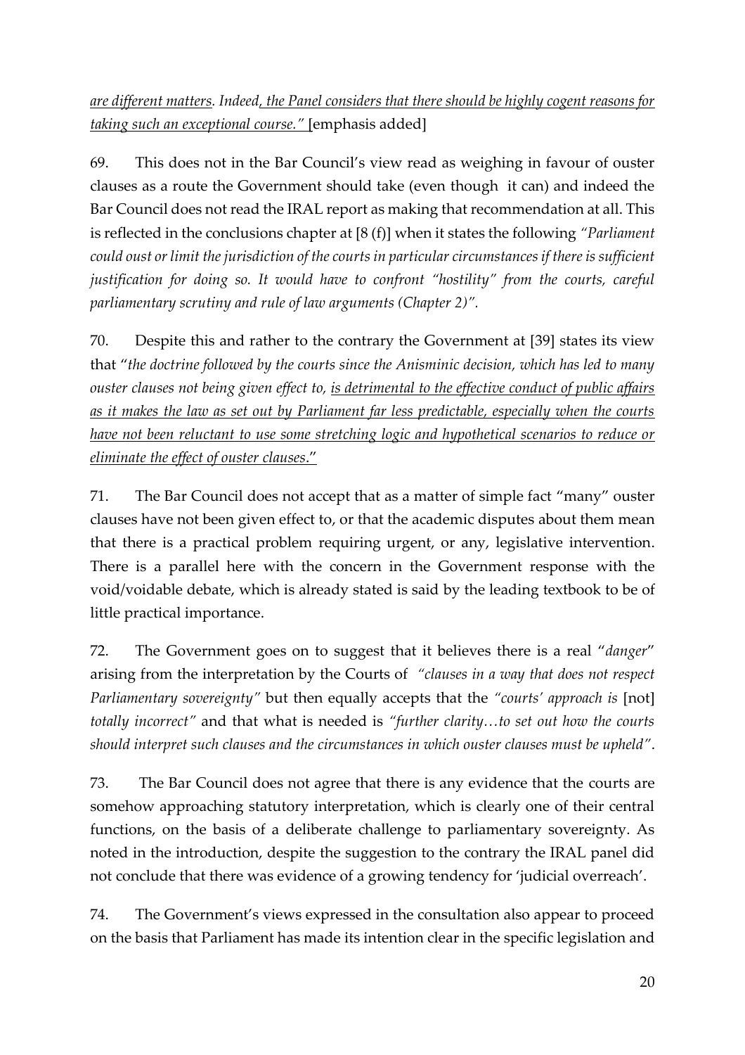*are different matters. Indeed, the Panel considers that there should be highly cogent reasons for taking such an exceptional course."* [emphasis added]

69. This does not in the Bar Council's view read as weighing in favour of ouster clauses as a route the Government should take (even though it can) and indeed the Bar Council does not read the IRAL report as making that recommendation at all. This is reflected in the conclusions chapter at [8 (f)] when it states the following *"Parliament could oust or limit the jurisdiction of the courts in particular circumstances if there is sufficient justification for doing so. It would have to confront "hostility" from the courts, careful parliamentary scrutiny and rule of law arguments (Chapter 2)".*

70. Despite this and rather to the contrary the Government at [39] states its view that "*the doctrine followed by the courts since the Anisminic decision, which has led to many ouster clauses not being given effect to, is detrimental to the effective conduct of public affairs as it makes the law as set out by Parliament far less predictable, especially when the courts have not been reluctant to use some stretching logic and hypothetical scenarios to reduce or eliminate the effect of ouster clauses.*"

71. The Bar Council does not accept that as a matter of simple fact "many" ouster clauses have not been given effect to, or that the academic disputes about them mean that there is a practical problem requiring urgent, or any, legislative intervention. There is a parallel here with the concern in the Government response with the void/voidable debate, which is already stated is said by the leading textbook to be of little practical importance.

72. The Government goes on to suggest that it believes there is a real "*danger*" arising from the interpretation by the Courts of *"clauses in a way that does not respect Parliamentary sovereignty"* but then equally accepts that the *"courts' approach is* [not] *totally incorrect"* and that what is needed is *"further clarity…to set out how the courts should interpret such clauses and the circumstances in which ouster clauses must be upheld"*.

73. The Bar Council does not agree that there is any evidence that the courts are somehow approaching statutory interpretation, which is clearly one of their central functions, on the basis of a deliberate challenge to parliamentary sovereignty. As noted in the introduction, despite the suggestion to the contrary the IRAL panel did not conclude that there was evidence of a growing tendency for 'judicial overreach'.

74. The Government's views expressed in the consultation also appear to proceed on the basis that Parliament has made its intention clear in the specific legislation and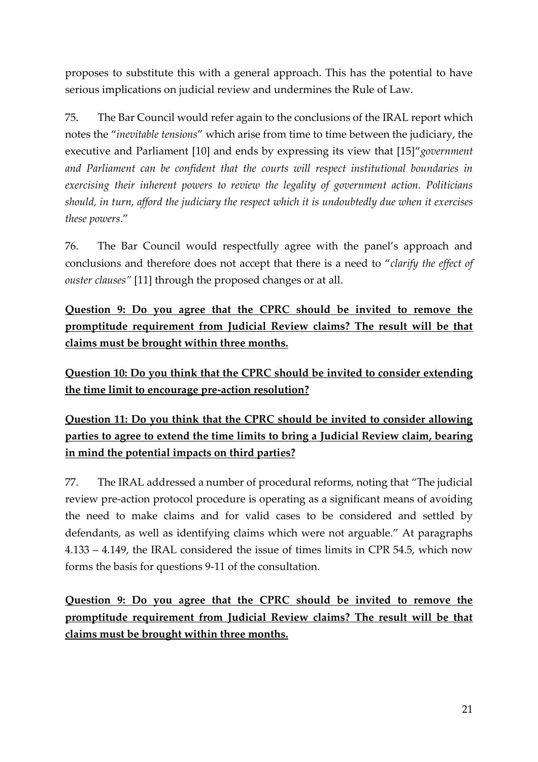proposes to substitute this with a general approach. This has the potential to have serious implications on judicial review and undermines the Rule of Law.

75. The Bar Council would refer again to the conclusions of the IRAL report which notes the "*inevitable tensions*" which arise from time to time between the judiciary, the executive and Parliament [10] and ends by expressing its view that [15]"*government and Parliament can be confident that the courts will respect institutional boundaries in exercising their inherent powers to review the legality of government action. Politicians should, in turn, afford the judiciary the respect which it is undoubtedly due when it exercises these powers*."

76. The Bar Council would respectfully agree with the panel's approach and conclusions and therefore does not accept that there is a need to "*clarify the effect of ouster clauses"* [11] through the proposed changes or at all.

**Question 9: Do you agree that the CPRC should be invited to remove the promptitude requirement from Judicial Review claims? The result will be that claims must be brought within three months.**

**Question 10: Do you think that the CPRC should be invited to consider extending the time limit to encourage pre-action resolution?**

**Question 11: Do you think that the CPRC should be invited to consider allowing parties to agree to extend the time limits to bring a Judicial Review claim, bearing in mind the potential impacts on third parties?**

77. The IRAL addressed a number of procedural reforms, noting that "The judicial review pre-action protocol procedure is operating as a significant means of avoiding the need to make claims and for valid cases to be considered and settled by defendants, as well as identifying claims which were not arguable." At paragraphs 4.133 – 4.149, the IRAL considered the issue of times limits in CPR 54.5, which now forms the basis for questions 9-11 of the consultation.

**Question 9: Do you agree that the CPRC should be invited to remove the promptitude requirement from Judicial Review claims? The result will be that claims must be brought within three months.**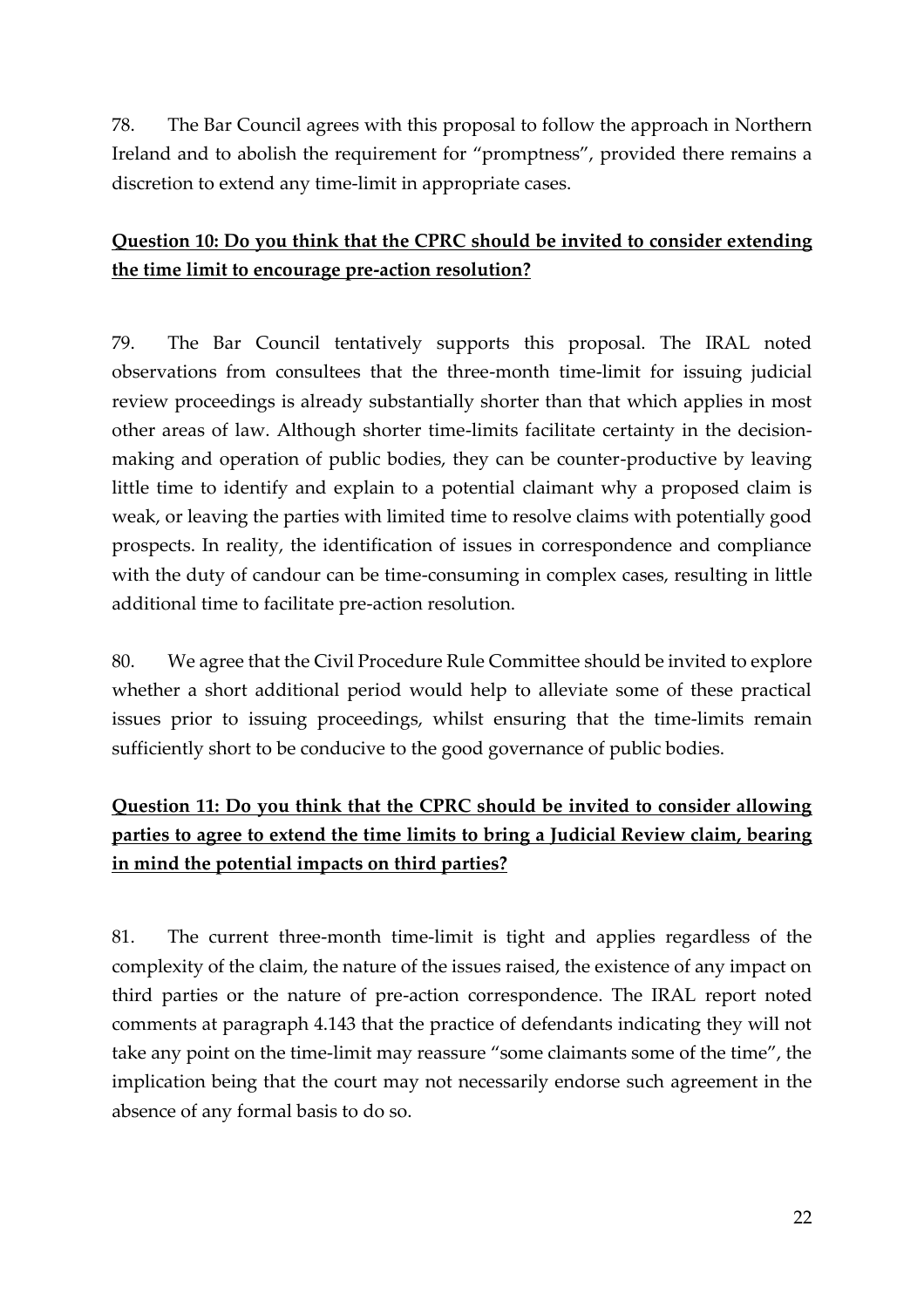78. The Bar Council agrees with this proposal to follow the approach in Northern Ireland and to abolish the requirement for "promptness", provided there remains a discretion to extend any time-limit in appropriate cases.

**Question 10: Do you think that the CPRC should be invited to consider extending the time limit to encourage pre-action resolution?**

79. The Bar Council tentatively supports this proposal. The IRAL noted observations from consultees that the three-month time-limit for issuing judicial review proceedings is already substantially shorter than that which applies in most other areas of law. Although shorter time-limits facilitate certainty in the decision-making and operation of public bodies, they can be counter-productive by leaving little time to identify and explain to a potential claimant why a proposed claim is weak, or leaving the parties with limited time to resolve claims with potentially good prospects. In reality, the identification of issues in correspondence and compliance with the duty of candour can be time-consuming in complex cases, resulting in little additional time to facilitate pre-action resolution.

80. We agree that the Civil Procedure Rule Committee should be invited to explore whether a short additional period would help to alleviate some of these practical issues prior to issuing proceedings, whilst ensuring that the time-limits remain sufficiently short to be conducive to the good governance of public bodies.

**Question 11: Do you think that the CPRC should be invited to consider allowing parties to agree to extend the time limits to bring a Judicial Review claim, bearing in mind the potential impacts on third parties?**

81. The current three-month time-limit is tight and applies regardless of the complexity of the claim, the nature of the issues raised, the existence of any impact on third parties or the nature of pre-action correspondence. The IRAL report noted comments at paragraph 4.143 that the practice of defendants indicating they will not take any point on the time-limit may reassure "some claimants some of the time", the implication being that the court may not necessarily endorse such agreement in the absence of any formal basis to do so.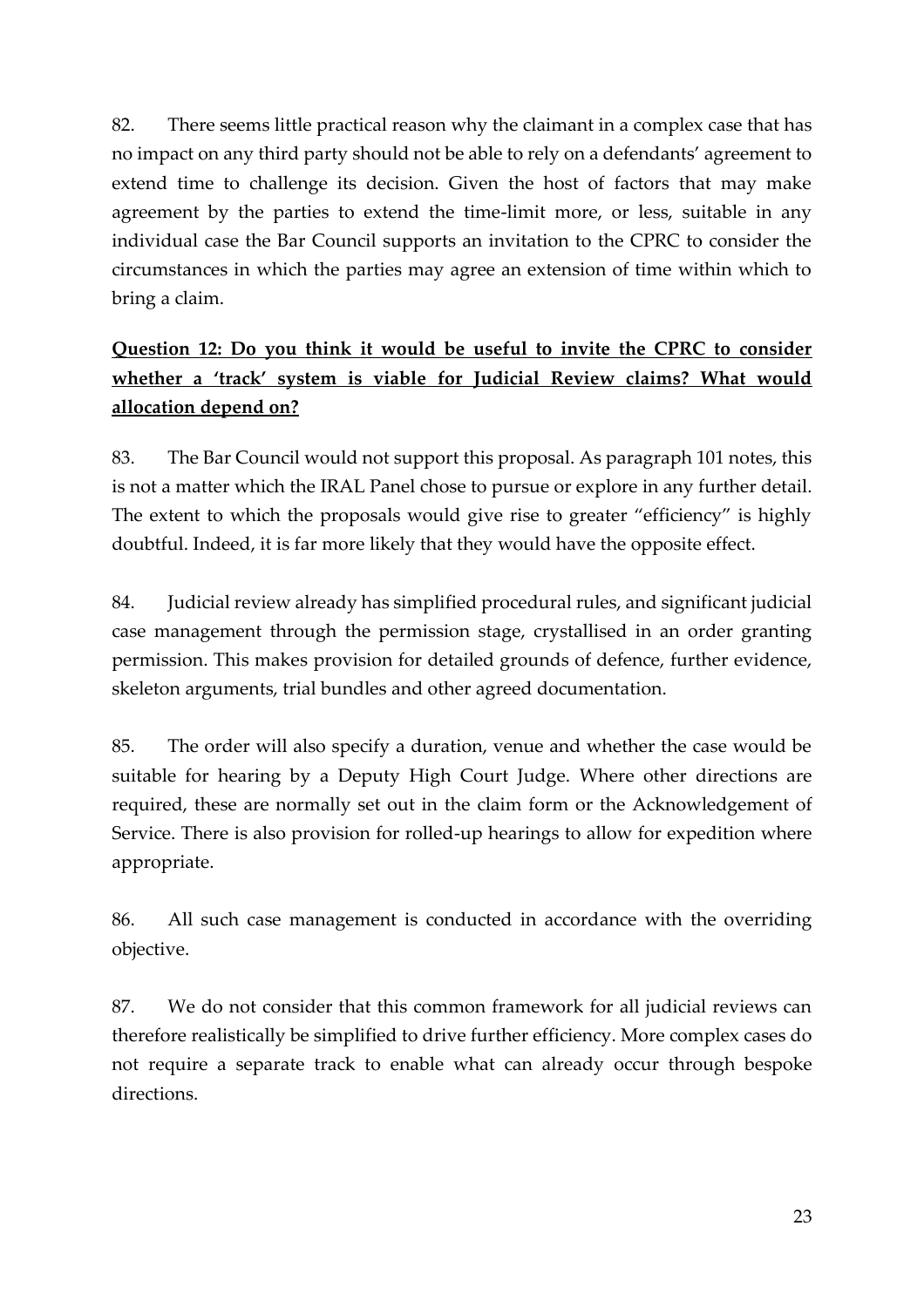82. There seems little practical reason why the claimant in a complex case that has no impact on any third party should not be able to rely on a defendants' agreement to extend time to challenge its decision. Given the host of factors that may make agreement by the parties to extend the time-limit more, or less, suitable in any individual case the Bar Council supports an invitation to the CPRC to consider the circumstances in which the parties may agree an extension of time within which to bring a claim.

**Question 12: Do you think it would be useful to invite the CPRC to consider whether a 'track' system is viable for Judicial Review claims? What would allocation depend on?**

83. The Bar Council would not support this proposal. As paragraph 101 notes, this is not a matter which the IRAL Panel chose to pursue or explore in any further detail. The extent to which the proposals would give rise to greater "efficiency" is highly doubtful. Indeed, it is far more likely that they would have the opposite effect.

84. Judicial review already has simplified procedural rules, and significant judicial case management through the permission stage, crystallised in an order granting permission. This makes provision for detailed grounds of defence, further evidence, skeleton arguments, trial bundles and other agreed documentation.

85. The order will also specify a duration, venue and whether the case would be suitable for hearing by a Deputy High Court Judge. Where other directions are required, these are normally set out in the claim form or the Acknowledgement of Service. There is also provision for rolled-up hearings to allow for expedition where appropriate.

86. All such case management is conducted in accordance with the overriding objective.

87. We do not consider that this common framework for all judicial reviews can therefore realistically be simplified to drive further efficiency. More complex cases do not require a separate track to enable what can already occur through bespoke directions.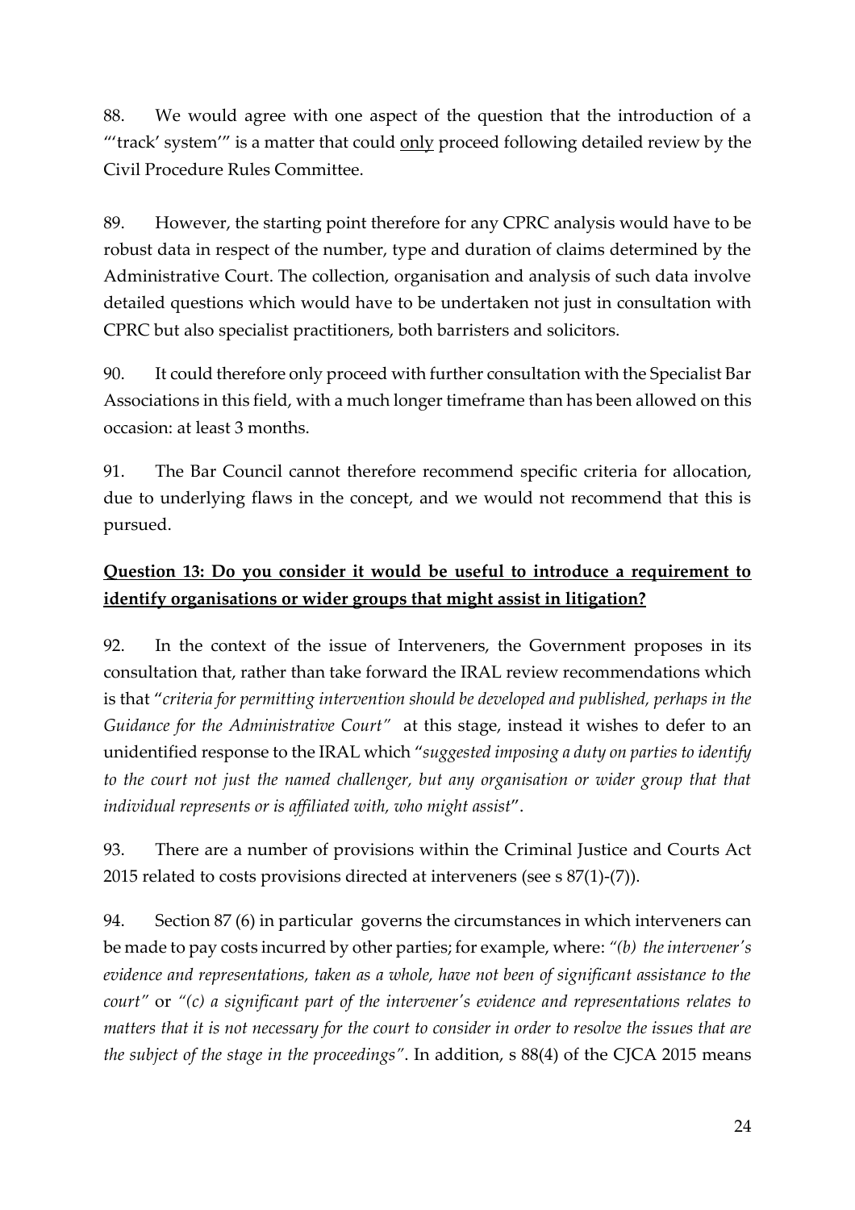88. We would agree with one aspect of the question that the introduction of a "'track' system'" is a matter that could only proceed following detailed review by the Civil Procedure Rules Committee.

89. However, the starting point therefore for any CPRC analysis would have to be robust data in respect of the number, type and duration of claims determined by the Administrative Court. The collection, organisation and analysis of such data involve detailed questions which would have to be undertaken not just in consultation with CPRC but also specialist practitioners, both barristers and solicitors.

90. It could therefore only proceed with further consultation with the Specialist Bar Associations in this field, with a much longer timeframe than has been allowed on this occasion: at least 3 months.

91. The Bar Council cannot therefore recommend specific criteria for allocation, due to underlying flaws in the concept, and we would not recommend that this is pursued.

**Question 13: Do you consider it would be useful to introduce a requirement to identify organisations or wider groups that might assist in litigation?**

92. In the context of the issue of Interveners, the Government proposes in its consultation that, rather than take forward the IRAL review recommendations which is that "*criteria for permitting intervention should be developed and published, perhaps in the Guidance for the Administrative Court*" at this stage, instead it wishes to defer to an unidentified response to the IRAL which "*suggested imposing a duty on parties to identify to the court not just the named challenger, but any organisation or wider group that that individual represents or is affiliated with, who might assist*".

93. There are a number of provisions within the Criminal Justice and Courts Act 2015 related to costs provisions directed at interveners (see s 87(1)-(7)).

94. Section 87 (6) in particular governs the circumstances in which interveners can be made to pay costs incurred by other parties; for example, where: *"(b) the intervener's evidence and representations, taken as a whole, have not been of significant assistance to the court"* or *"(c) a significant part of the intervener's evidence and representations relates to matters that it is not necessary for the court to consider in order to resolve the issues that are the subject of the stage in the proceedings"*. In addition, s 88(4) of the CJCA 2015 means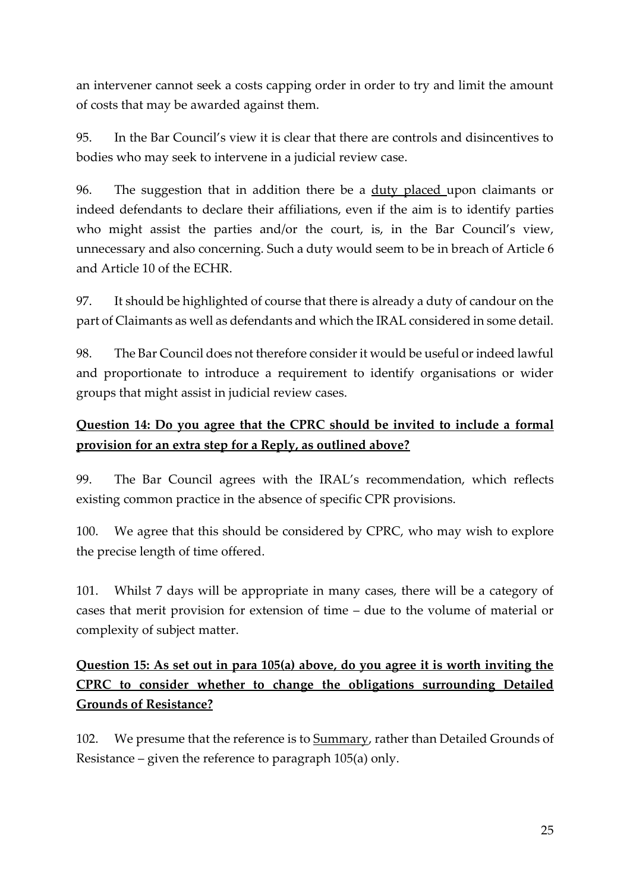an intervener cannot seek a costs capping order in order to try and limit the amount of costs that may be awarded against them.

95. In the Bar Council's view it is clear that there are controls and disincentives to bodies who may seek to intervene in a judicial review case.

96. The suggestion that in addition there be a <u>duty placed</u> upon claimants or indeed defendants to declare their affiliations, even if the aim is to identify parties who might assist the parties and/or the court, is, in the Bar Council's view, unnecessary and also concerning. Such a duty would seem to be in breach of Article 6 and Article 10 of the ECHR.

97. It should be highlighted of course that there is already a duty of candour on the part of Claimants as well as defendants and which the IRAL considered in some detail.

98. The Bar Council does not therefore consider it would be useful or indeed lawful and proportionate to introduce a requirement to identify organisations or wider groups that might assist in judicial review cases.

**<u>Question 14: Do you agree that the CPRC should be invited to include a formal provision for an extra step for a Reply, as outlined above?</u>**

99. The Bar Council agrees with the IRAL's recommendation, which reflects existing common practice in the absence of specific CPR provisions.

100. We agree that this should be considered by CPRC, who may wish to explore the precise length of time offered.

101. Whilst 7 days will be appropriate in many cases, there will be a category of cases that merit provision for extension of time – due to the volume of material or complexity of subject matter.

**<u>Question 15: As set out in para 105(a) above, do you agree it is worth inviting the CPRC to consider whether to change the obligations surrounding Detailed Grounds of Resistance?</u>**

102. We presume that the reference is to <u>Summary</u>, rather than Detailed Grounds of Resistance – given the reference to paragraph 105(a) only.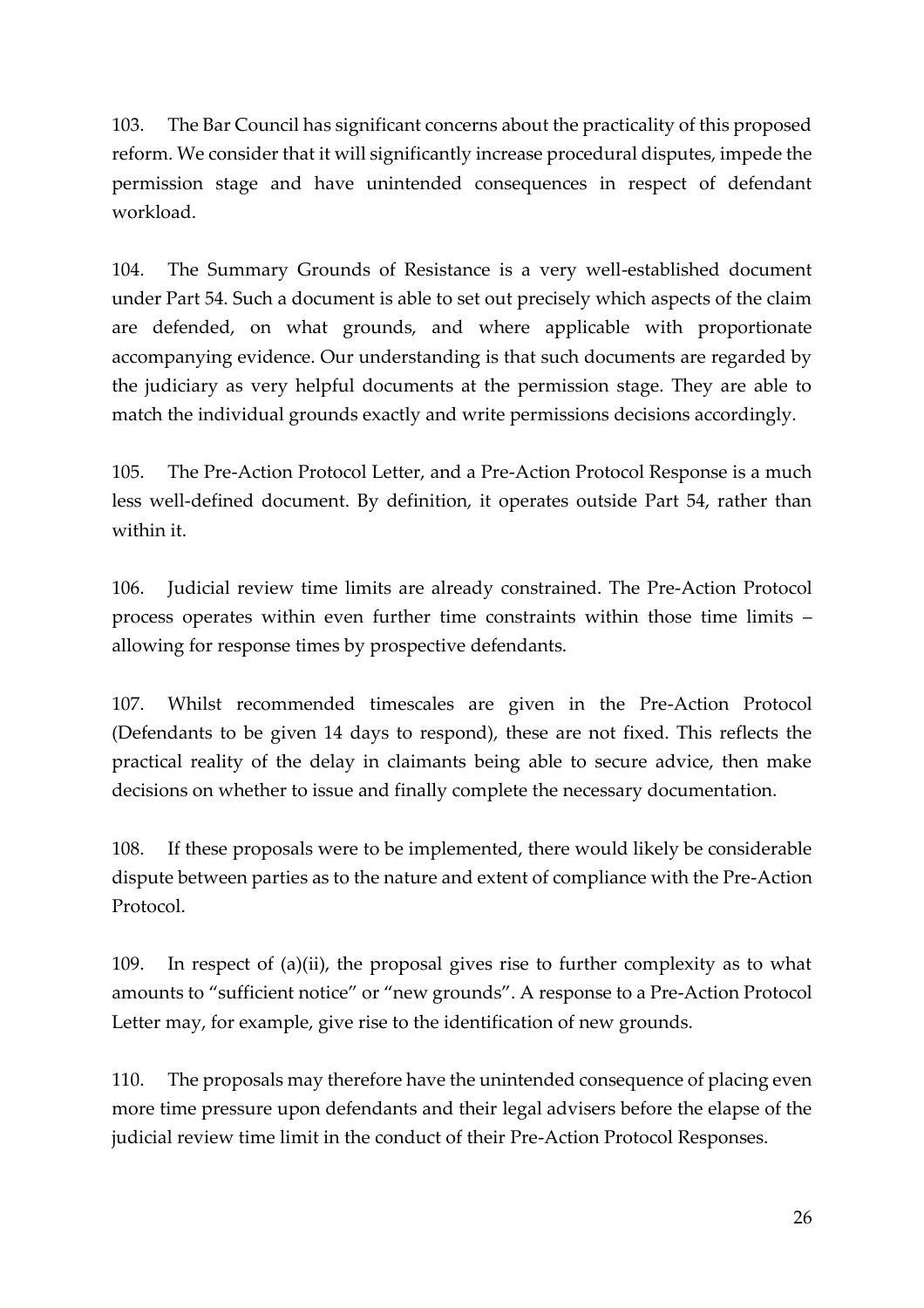103. The Bar Council has significant concerns about the practicality of this proposed reform. We consider that it will significantly increase procedural disputes, impede the permission stage and have unintended consequences in respect of defendant workload.

104. The Summary Grounds of Resistance is a very well-established document under Part 54. Such a document is able to set out precisely which aspects of the claim are defended, on what grounds, and where applicable with proportionate accompanying evidence. Our understanding is that such documents are regarded by the judiciary as very helpful documents at the permission stage. They are able to match the individual grounds exactly and write permissions decisions accordingly.

105. The Pre-Action Protocol Letter, and a Pre-Action Protocol Response is a much less well-defined document. By definition, it operates outside Part 54, rather than within it.

106. Judicial review time limits are already constrained. The Pre-Action Protocol process operates within even further time constraints within those time limits – allowing for response times by prospective defendants.

107. Whilst recommended timescales are given in the Pre-Action Protocol (Defendants to be given 14 days to respond), these are not fixed. This reflects the practical reality of the delay in claimants being able to secure advice, then make decisions on whether to issue and finally complete the necessary documentation.

108. If these proposals were to be implemented, there would likely be considerable dispute between parties as to the nature and extent of compliance with the Pre-Action Protocol.

109. In respect of (a)(ii), the proposal gives rise to further complexity as to what amounts to "sufficient notice" or "new grounds". A response to a Pre-Action Protocol Letter may, for example, give rise to the identification of new grounds.

110. The proposals may therefore have the unintended consequence of placing even more time pressure upon defendants and their legal advisers before the elapse of the judicial review time limit in the conduct of their Pre-Action Protocol Responses.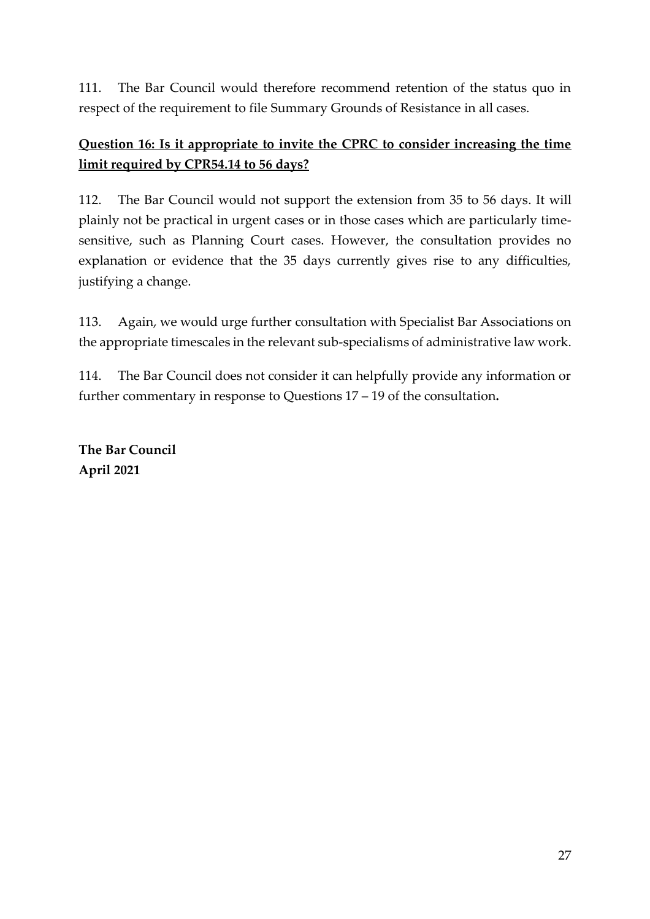111. The Bar Council would therefore recommend retention of the status quo in respect of the requirement to file Summary Grounds of Resistance in all cases.

**Question 16: Is it appropriate to invite the CPRC to consider increasing the time limit required by CPR54.14 to 56 days?**

112. The Bar Council would not support the extension from 35 to 56 days. It will plainly not be practical in urgent cases or in those cases which are particularly time-sensitive, such as Planning Court cases. However, the consultation provides no explanation or evidence that the 35 days currently gives rise to any difficulties, justifying a change.

113. Again, we would urge further consultation with Specialist Bar Associations on the appropriate timescales in the relevant sub-specialisms of administrative law work.

114. The Bar Council does not consider it can helpfully provide any information or further commentary in response to Questions 17 – 19 of the consultation**.**

**The Bar Council**
**April 2021**